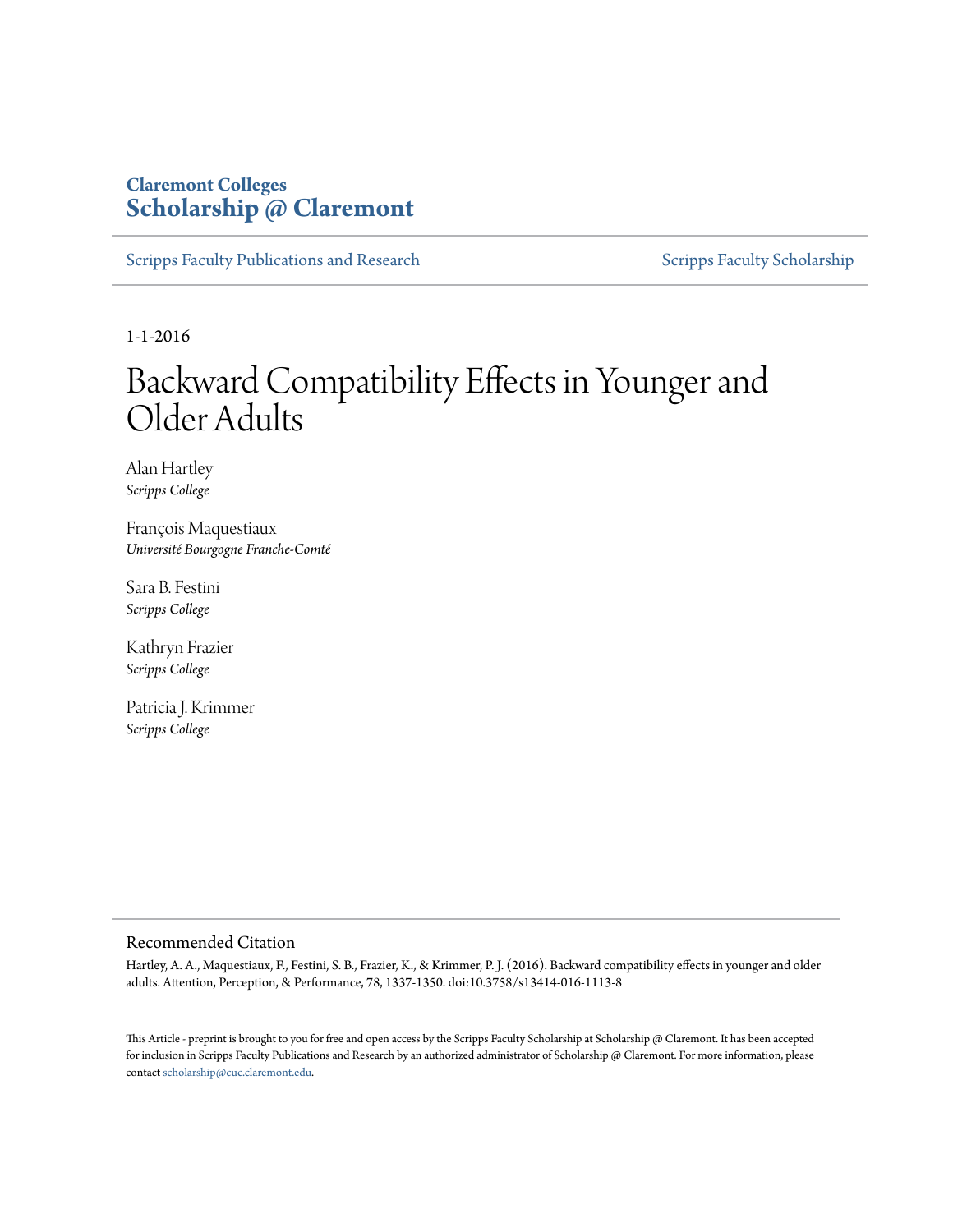**Claremont Colleges**
**Scholarship @ Claremont**

Scripps Faculty Publications and Research

Scripps Faculty Scholarship

1-1-2016

# Backward Compatibility Effects in Younger and Older Adults

Alan Hartley
*Scripps College*

François Maquestiaux
*Université Bourgogne Franche-Comté*

Sara B. Festini
*Scripps College*

Kathryn Frazier
*Scripps College*

Patricia J. Krimmer
*Scripps College*

## Recommended Citation

Hartley, A. A., Maquestiaux, F., Festini, S. B., Frazier, K., & Krimmer, P. J. (2016). Backward compatibility effects in younger and older adults. Attention, Perception, & Performance, 78, 1337-1350. doi:10.3758/s13414-016-1113-8

This Article - preprint is brought to you for free and open access by the Scripps Faculty Scholarship at Scholarship @ Claremont. It has been accepted for inclusion in Scripps Faculty Publications and Research by an authorized administrator of Scholarship @ Claremont. For more information, please contact scholarship@cuc.claremont.edu.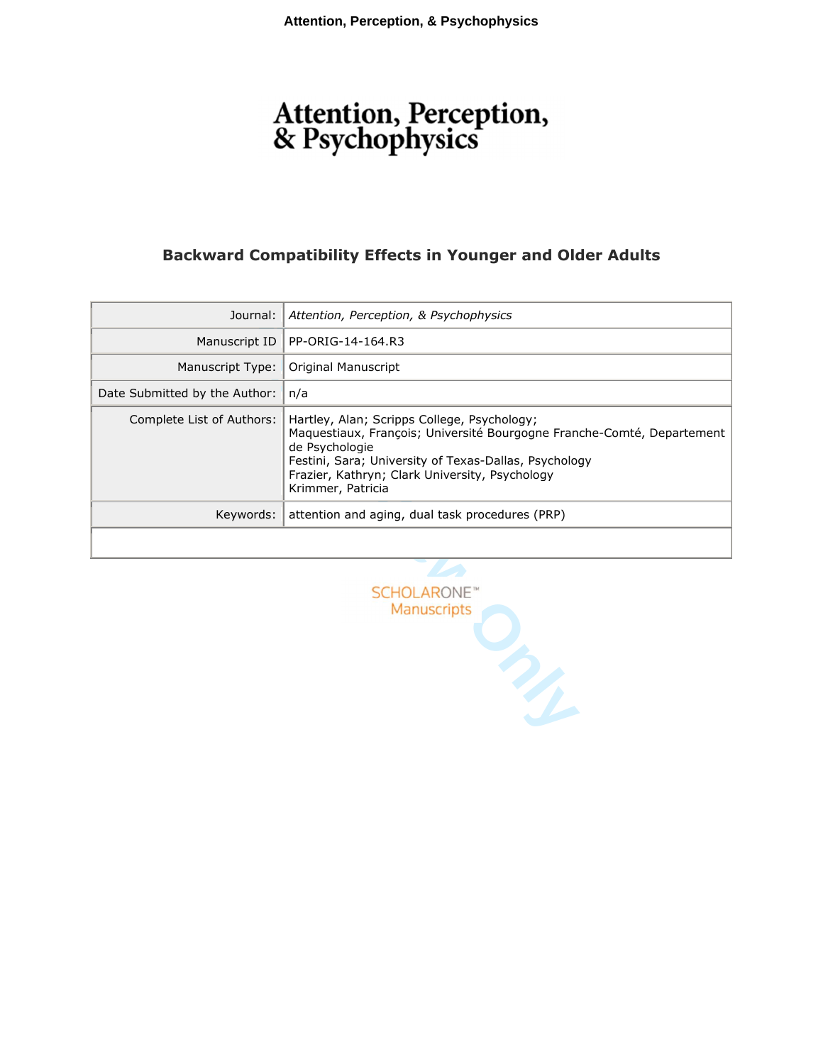# Attention, Perception, & Psychophysics

## Backward Compatibility Effects in Younger and Older Adults

| | |
|---|---|
| Journal: | *Attention, Perception, & Psychophysics* |
| Manuscript ID | PP-ORIG-14-164.R3 |
| Manuscript Type: | Original Manuscript |
| Date Submitted by the Author: | n/a |
| Complete List of Authors: | Hartley, Alan; Scripps College, Psychology;<br>Maquestiaux, François; Université Bourgogne Franche-Comté, Departement de Psychologie<br>Festini, Sara; University of Texas-Dallas, Psychology<br>Frazier, Kathryn; Clark University, Psychology<br>Krimmer, Patricia |
| Keywords: | attention and aging, dual task procedures (PRP) |

SCHOLARONE™
Manuscripts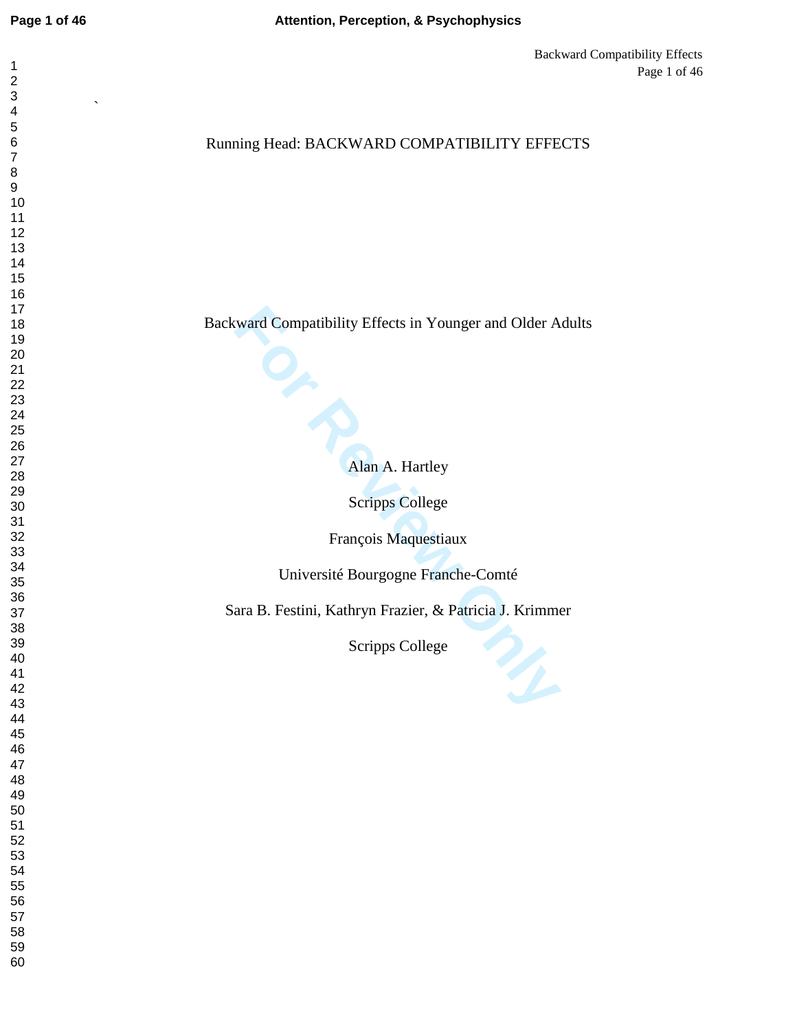Running Head: BACKWARD COMPATIBILITY EFFECTS

# Backward Compatibility Effects in Younger and Older Adults

Alan A. Hartley

Scripps College

François Maquestiaux

Université Bourgogne Franche-Comté

Sara B. Festini, Kathryn Frazier, & Patricia J. Krimmer

Scripps College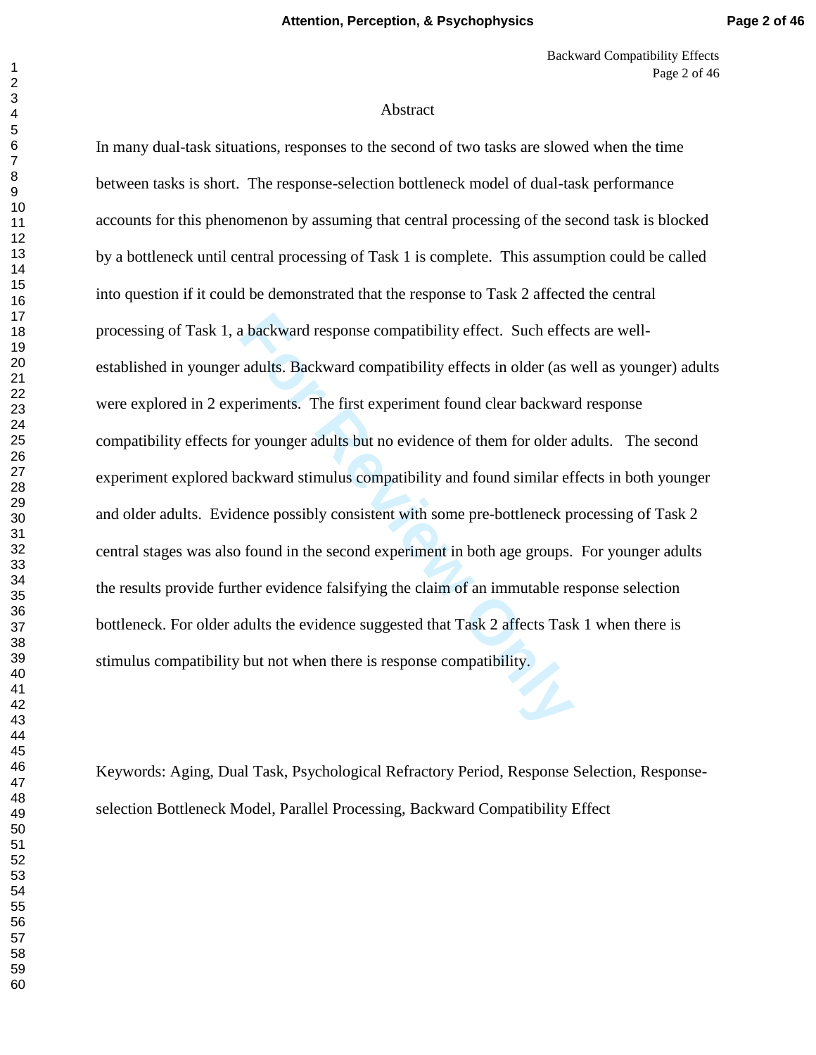# Abstract

In many dual-task situations, responses to the second of two tasks are slowed when the time between tasks is short. The response-selection bottleneck model of dual-task performance accounts for this phenomenon by assuming that central processing of the second task is blocked by a bottleneck until central processing of Task 1 is complete. This assumption could be called into question if it could be demonstrated that the response to Task 2 affected the central processing of Task 1, a backward response compatibility effect. Such effects are well-established in younger adults. Backward compatibility effects in older (as well as younger) adults were explored in 2 experiments. The first experiment found clear backward response compatibility effects for younger adults but no evidence of them for older adults. The second experiment explored backward stimulus compatibility and found similar effects in both younger and older adults. Evidence possibly consistent with some pre-bottleneck processing of Task 2 central stages was also found in the second experiment in both age groups. For younger adults the results provide further evidence falsifying the claim of an immutable response selection bottleneck. For older adults the evidence suggested that Task 2 affects Task 1 when there is stimulus compatibility but not when there is response compatibility.

Keywords: Aging, Dual Task, Psychological Refractory Period, Response Selection, Response-selection Bottleneck Model, Parallel Processing, Backward Compatibility Effect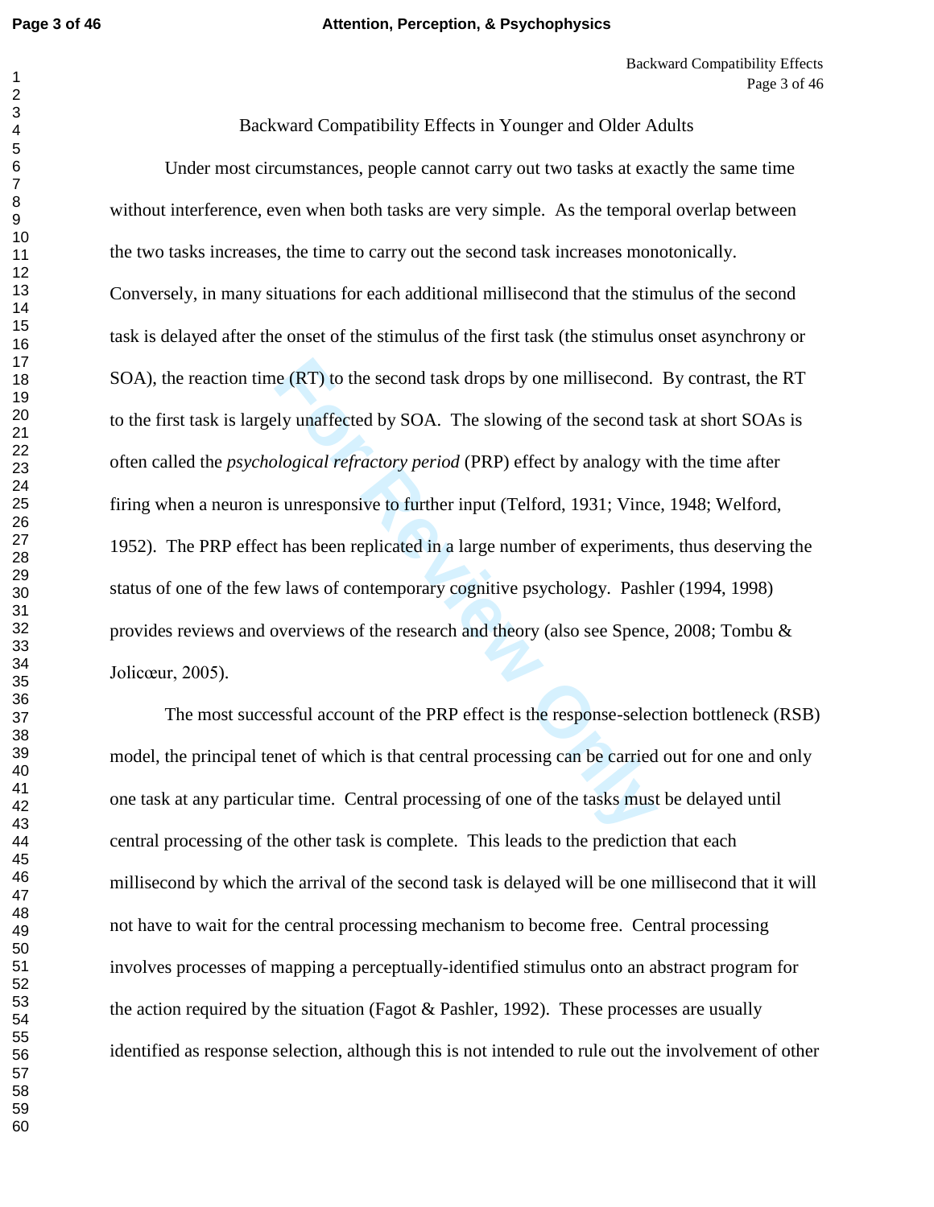# Backward Compatibility Effects in Younger and Older Adults

Under most circumstances, people cannot carry out two tasks at exactly the same time without interference, even when both tasks are very simple. As the temporal overlap between the two tasks increases, the time to carry out the second task increases monotonically. Conversely, in many situations for each additional millisecond that the stimulus of the second task is delayed after the onset of the stimulus of the first task (the stimulus onset asynchrony or SOA), the reaction time (RT) to the second task drops by one millisecond. By contrast, the RT to the first task is largely unaffected by SOA. The slowing of the second task at short SOAs is often called the *psychological refractory period* (PRP) effect by analogy with the time after firing when a neuron is unresponsive to further input (Telford, 1931; Vince, 1948; Welford, 1952). The PRP effect has been replicated in a large number of experiments, thus deserving the status of one of the few laws of contemporary cognitive psychology. Pashler (1994, 1998) provides reviews and overviews of the research and theory (also see Spence, 2008; Tombu & Jolicœur, 2005).

The most successful account of the PRP effect is the response-selection bottleneck (RSB) model, the principal tenet of which is that central processing can be carried out for one and only one task at any particular time. Central processing of one of the tasks must be delayed until central processing of the other task is complete. This leads to the prediction that each millisecond by which the arrival of the second task is delayed will be one millisecond that it will not have to wait for the central processing mechanism to become free. Central processing involves processes of mapping a perceptually-identified stimulus onto an abstract program for the action required by the situation (Fagot & Pashler, 1992). These processes are usually identified as response selection, although this is not intended to rule out the involvement of other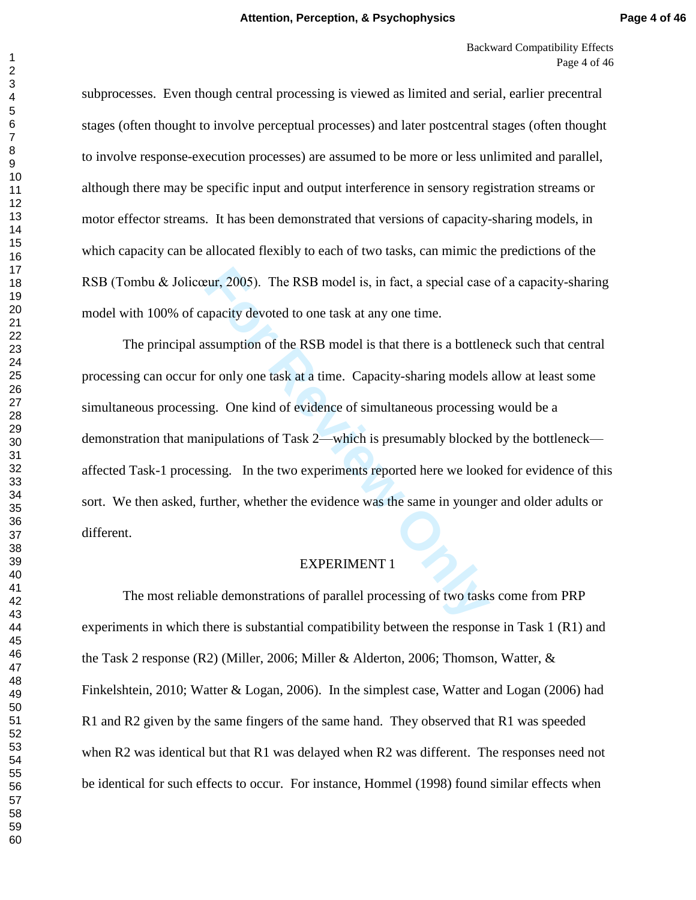subprocesses. Even though central processing is viewed as limited and serial, earlier precentral stages (often thought to involve perceptual processes) and later postcentral stages (often thought to involve response-execution processes) are assumed to be more or less unlimited and parallel, although there may be specific input and output interference in sensory registration streams or motor effector streams. It has been demonstrated that versions of capacity-sharing models, in which capacity can be allocated flexibly to each of two tasks, can mimic the predictions of the RSB (Tombu & Jolicœur, 2005). The RSB model is, in fact, a special case of a capacity-sharing model with 100% of capacity devoted to one task at any one time.

The principal assumption of the RSB model is that there is a bottleneck such that central processing can occur for only one task at a time. Capacity-sharing models allow at least some simultaneous processing. One kind of evidence of simultaneous processing would be a demonstration that manipulations of Task 2—which is presumably blocked by the bottleneck—affected Task-1 processing. In the two experiments reported here we looked for evidence of this sort. We then asked, further, whether the evidence was the same in younger and older adults or different.

## EXPERIMENT 1

The most reliable demonstrations of parallel processing of two tasks come from PRP experiments in which there is substantial compatibility between the response in Task 1 (R1) and the Task 2 response (R2) (Miller, 2006; Miller & Alderton, 2006; Thomson, Watter, & Finkelshtein, 2010; Watter & Logan, 2006). In the simplest case, Watter and Logan (2006) had R1 and R2 given by the same fingers of the same hand. They observed that R1 was speeded when R2 was identical but that R1 was delayed when R2 was different. The responses need not be identical for such effects to occur. For instance, Hommel (1998) found similar effects when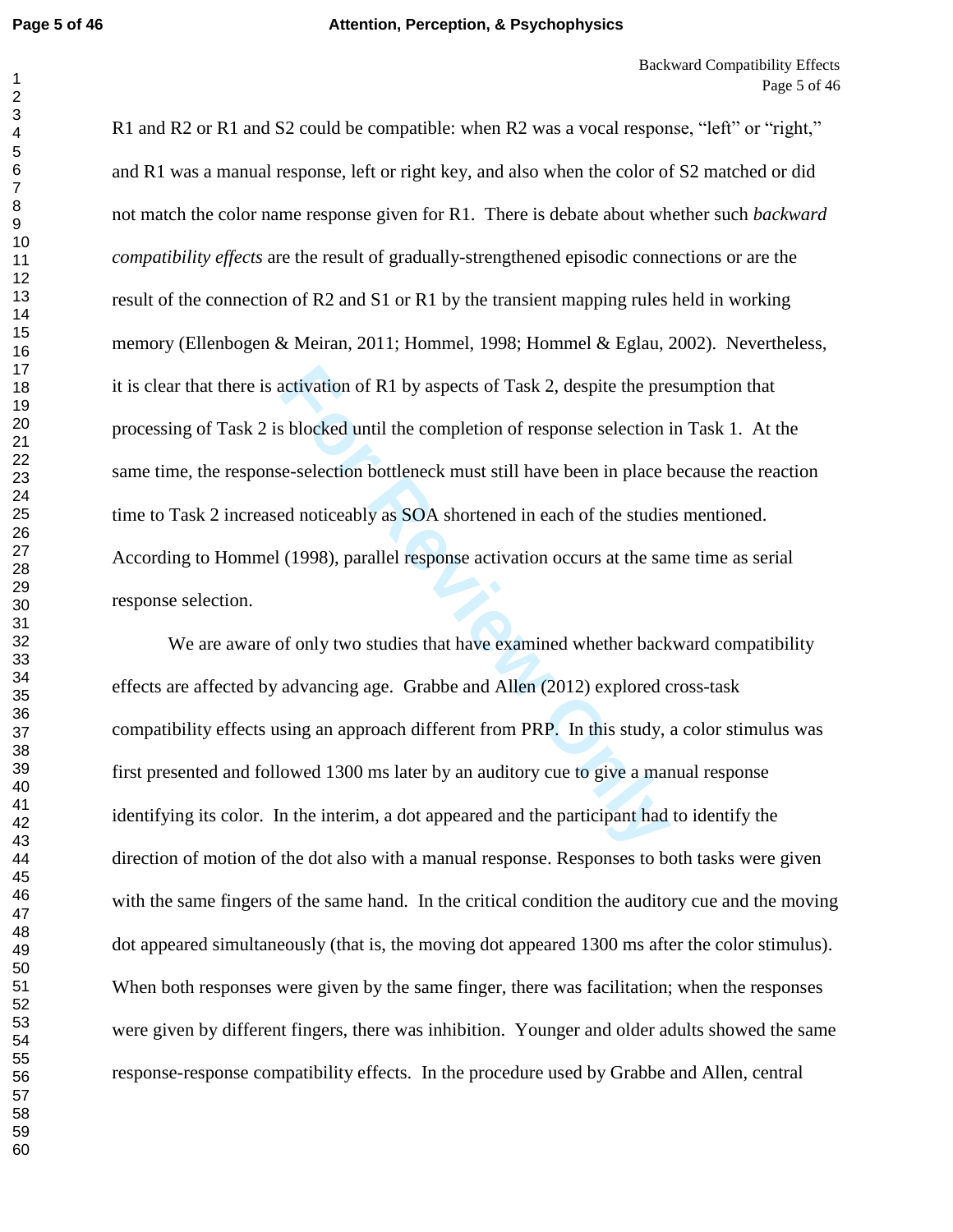R1 and R2 or R1 and S2 could be compatible: when R2 was a vocal response, "left" or "right," and R1 was a manual response, left or right key, and also when the color of S2 matched or did not match the color name response given for R1. There is debate about whether such *backward compatibility effects* are the result of gradually-strengthened episodic connections or are the result of the connection of R2 and S1 or R1 by the transient mapping rules held in working memory (Ellenbogen & Meiran, 2011; Hommel, 1998; Hommel & Eglau, 2002). Nevertheless, it is clear that there is activation of R1 by aspects of Task 2, despite the presumption that processing of Task 2 is blocked until the completion of response selection in Task 1. At the same time, the response-selection bottleneck must still have been in place because the reaction time to Task 2 increased noticeably as SOA shortened in each of the studies mentioned. According to Hommel (1998), parallel response activation occurs at the same time as serial response selection.

We are aware of only two studies that have examined whether backward compatibility effects are affected by advancing age. Grabbe and Allen (2012) explored cross-task compatibility effects using an approach different from PRP. In this study, a color stimulus was first presented and followed 1300 ms later by an auditory cue to give a manual response identifying its color. In the interim, a dot appeared and the participant had to identify the direction of motion of the dot also with a manual response. Responses to both tasks were given with the same fingers of the same hand. In the critical condition the auditory cue and the moving dot appeared simultaneously (that is, the moving dot appeared 1300 ms after the color stimulus). When both responses were given by the same finger, there was facilitation; when the responses were given by different fingers, there was inhibition. Younger and older adults showed the same response-response compatibility effects. In the procedure used by Grabbe and Allen, central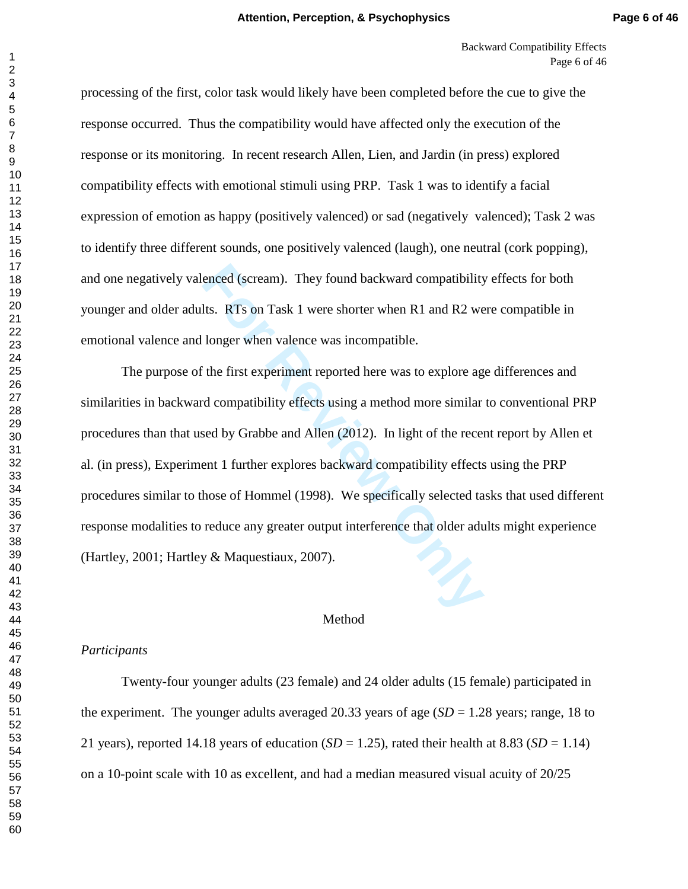processing of the first, color task would likely have been completed before the cue to give the response occurred. Thus the compatibility would have affected only the execution of the response or its monitoring. In recent research Allen, Lien, and Jardin (in press) explored compatibility effects with emotional stimuli using PRP. Task 1 was to identify a facial expression of emotion as happy (positively valenced) or sad (negatively valenced); Task 2 was to identify three different sounds, one positively valenced (laugh), one neutral (cork popping), and one negatively valenced (scream). They found backward compatibility effects for both younger and older adults. RTs on Task 1 were shorter when R1 and R2 were compatible in emotional valence and longer when valence was incompatible.

The purpose of the first experiment reported here was to explore age differences and similarities in backward compatibility effects using a method more similar to conventional PRP procedures than that used by Grabbe and Allen (2012). In light of the recent report by Allen et al. (in press), Experiment 1 further explores backward compatibility effects using the PRP procedures similar to those of Hommel (1998). We specifically selected tasks that used different response modalities to reduce any greater output interference that older adults might experience (Hartley, 2001; Hartley & Maquestiaux, 2007).

## Method

### *Participants*

Twenty-four younger adults (23 female) and 24 older adults (15 female) participated in the experiment. The younger adults averaged 20.33 years of age (*SD* = 1.28 years; range, 18 to 21 years), reported 14.18 years of education (*SD* = 1.25), rated their health at 8.83 (*SD* = 1.14) on a 10-point scale with 10 as excellent, and had a median measured visual acuity of 20/25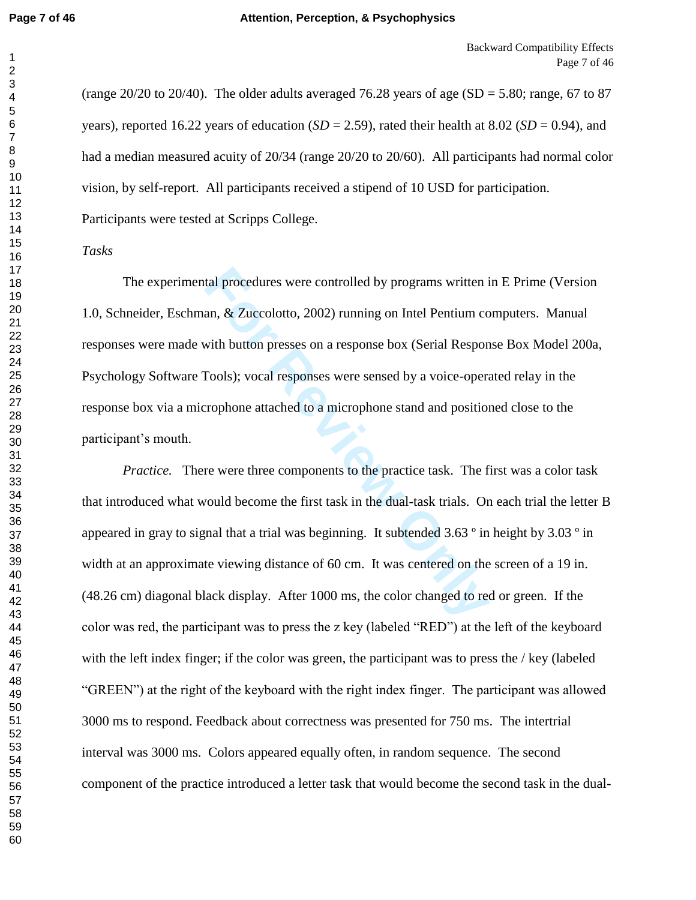(range 20/20 to 20/40). The older adults averaged 76.28 years of age (SD = 5.80; range, 67 to 87 years), reported 16.22 years of education (*SD* = 2.59), rated their health at 8.02 (*SD* = 0.94), and had a median measured acuity of 20/34 (range 20/20 to 20/60). All participants had normal color vision, by self-report. All participants received a stipend of 10 USD for participation. Participants were tested at Scripps College.

*Tasks*

The experimental procedures were controlled by programs written in E Prime (Version 1.0, Schneider, Eschman, & Zuccolotto, 2002) running on Intel Pentium computers. Manual responses were made with button presses on a response box (Serial Response Box Model 200a, Psychology Software Tools); vocal responses were sensed by a voice-operated relay in the response box via a microphone attached to a microphone stand and positioned close to the participant's mouth.

*Practice.* There were three components to the practice task. The first was a color task that introduced what would become the first task in the dual-task trials. On each trial the letter B appeared in gray to signal that a trial was beginning. It subtended 3.63 º in height by 3.03 º in width at an approximate viewing distance of 60 cm. It was centered on the screen of a 19 in. (48.26 cm) diagonal black display. After 1000 ms, the color changed to red or green. If the color was red, the participant was to press the z key (labeled "RED") at the left of the keyboard with the left index finger; if the color was green, the participant was to press the / key (labeled "GREEN") at the right of the keyboard with the right index finger. The participant was allowed 3000 ms to respond. Feedback about correctness was presented for 750 ms. The intertrial interval was 3000 ms. Colors appeared equally often, in random sequence. The second component of the practice introduced a letter task that would become the second task in the dual-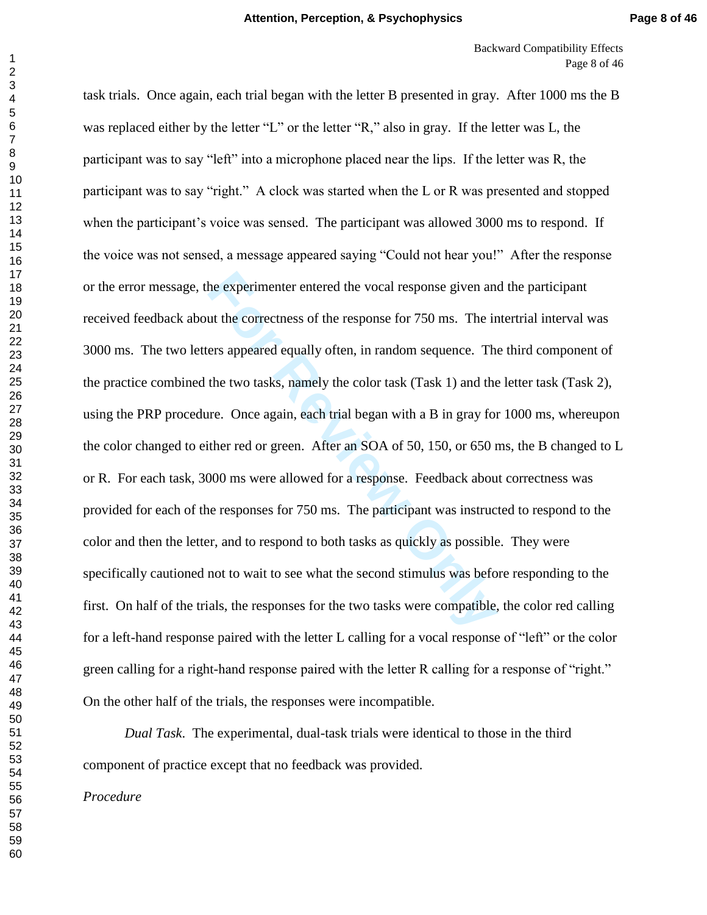task trials. Once again, each trial began with the letter B presented in gray. After 1000 ms the B was replaced either by the letter “L” or the letter “R,” also in gray. If the letter was L, the participant was to say “left” into a microphone placed near the lips. If the letter was R, the participant was to say “right.” A clock was started when the L or R was presented and stopped when the participant’s voice was sensed. The participant was allowed 3000 ms to respond. If the voice was not sensed, a message appeared saying “Could not hear you!” After the response or the error message, the experimenter entered the vocal response given and the participant received feedback about the correctness of the response for 750 ms. The intertrial interval was 3000 ms. The two letters appeared equally often, in random sequence. The third component of the practice combined the two tasks, namely the color task (Task 1) and the letter task (Task 2), using the PRP procedure. Once again, each trial began with a B in gray for 1000 ms, whereupon the color changed to either red or green. After an SOA of 50, 150, or 650 ms, the B changed to L or R. For each task, 3000 ms were allowed for a response. Feedback about correctness was provided for each of the responses for 750 ms. The participant was instructed to respond to the color and then the letter, and to respond to both tasks as quickly as possible. They were specifically cautioned not to wait to see what the second stimulus was before responding to the first. On half of the trials, the responses for the two tasks were compatible, the color red calling for a left-hand response paired with the letter L calling for a vocal response of “left” or the color green calling for a right-hand response paired with the letter R calling for a response of “right.” On the other half of the trials, the responses were incompatible.

*Dual Task.* The experimental, dual-task trials were identical to those in the third component of practice except that no feedback was provided.

*Procedure*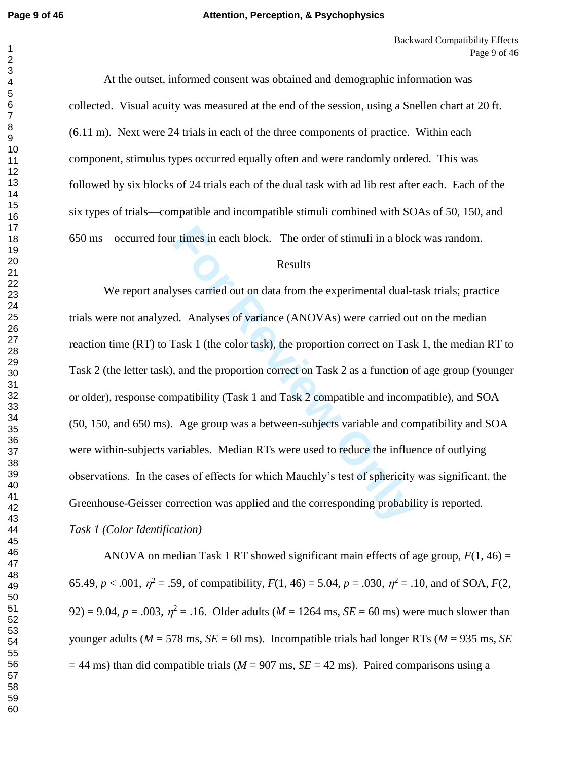At the outset, informed consent was obtained and demographic information was collected. Visual acuity was measured at the end of the session, using a Snellen chart at 20 ft. (6.11 m). Next were 24 trials in each of the three components of practice. Within each component, stimulus types occurred equally often and were randomly ordered. This was followed by six blocks of 24 trials each of the dual task with ad lib rest after each. Each of the six types of trials—compatible and incompatible stimuli combined with SOAs of 50, 150, and 650 ms—occurred four times in each block. The order of stimuli in a block was random.

## Results

We report analyses carried out on data from the experimental dual-task trials; practice trials were not analyzed. Analyses of variance (ANOVAs) were carried out on the median reaction time (RT) to Task 1 (the color task), the proportion correct on Task 1, the median RT to Task 2 (the letter task), and the proportion correct on Task 2 as a function of age group (younger or older), response compatibility (Task 1 and Task 2 compatible and incompatible), and SOA (50, 150, and 650 ms). Age group was a between-subjects variable and compatibility and SOA were within-subjects variables. Median RTs were used to reduce the influence of outlying observations. In the cases of effects for which Mauchly's test of sphericity was significant, the Greenhouse-Geisser correction was applied and the corresponding probability is reported.

### *Task 1 (Color Identification)*

ANOVA on median Task 1 RT showed significant main effects of age group, $F(1, 46) = 65.49$, $p < .001$, $\eta^2 = .59$, of compatibility, $F(1, 46) = 5.04$, $p = .030$, $\eta^2 = .10$, and of SOA, $F(2, 92) = 9.04$, $p = .003$, $\eta^2 = .16$. Older adults ($M = 1264$ ms, $SE = 60$ ms) were much slower than younger adults ($M = 578$ ms, $SE = 60$ ms). Incompatible trials had longer RTs ($M = 935$ ms, $SE = 44$ ms) than did compatible trials ($M = 907$ ms, $SE = 42$ ms). Paired comparisons using a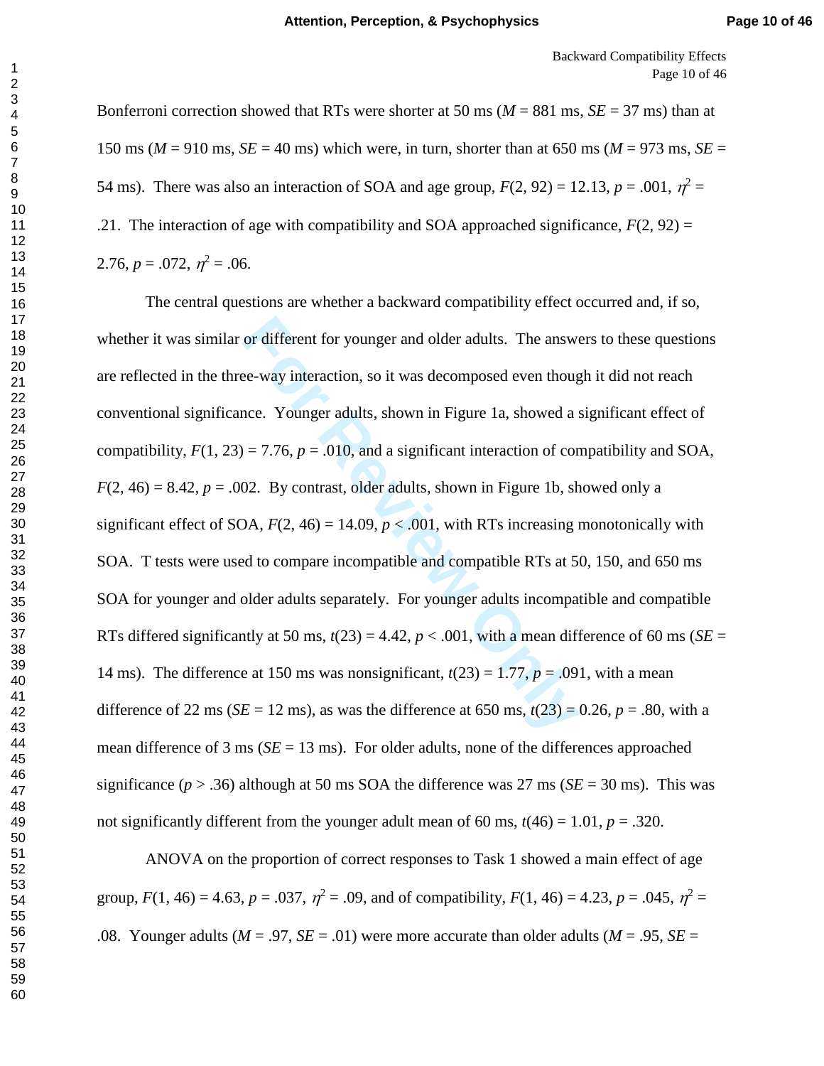Bonferroni correction showed that RTs were shorter at 50 ms (*M* = 881 ms, *SE* = 37 ms) than at 150 ms (*M* = 910 ms, *SE* = 40 ms) which were, in turn, shorter than at 650 ms (*M* = 973 ms, *SE* = 54 ms). There was also an interaction of SOA and age group, $F(2, 92) = 12.13$, $p = .001$, $\eta^2 = .21$. The interaction of age with compatibility and SOA approached significance, $F(2, 92) = 2.76$, $p = .072$, $\eta^2 = .06$.

The central questions are whether a backward compatibility effect occurred and, if so, whether it was similar or different for younger and older adults. The answers to these questions are reflected in the three-way interaction, so it was decomposed even though it did not reach conventional significance. Younger adults, shown in Figure 1a, showed a significant effect of compatibility, $F(1, 23) = 7.76$, $p = .010$, and a significant interaction of compatibility and SOA, $F(2, 46) = 8.42$, $p = .002$. By contrast, older adults, shown in Figure 1b, showed only a significant effect of SOA, $F(2, 46) = 14.09$, $p < .001$, with RTs increasing monotonically with SOA. T tests were used to compare incompatible and compatible RTs at 50, 150, and 650 ms SOA for younger and older adults separately. For younger adults incompatible and compatible RTs differed significantly at 50 ms, $t(23) = 4.42$, $p < .001$, with a mean difference of 60 ms (*SE* = 14 ms). The difference at 150 ms was nonsignificant, $t(23) = 1.77$, $p = .091$, with a mean difference of 22 ms (*SE* = 12 ms), as was the difference at 650 ms, $t(23) = 0.26$, $p = .80$, with a mean difference of 3 ms (*SE* = 13 ms). For older adults, none of the differences approached significance ($p > .36$) although at 50 ms SOA the difference was 27 ms (*SE* = 30 ms). This was not significantly different from the younger adult mean of 60 ms, $t(46) = 1.01$, $p = .320$.

ANOVA on the proportion of correct responses to Task 1 showed a main effect of age group, $F(1, 46) = 4.63$, $p = .037$, $\eta^2 = .09$, and of compatibility, $F(1, 46) = 4.23$, $p = .045$, $\eta^2 = .08$. Younger adults (*M* = .97, *SE* = .01) were more accurate than older adults (*M* = .95, *SE* =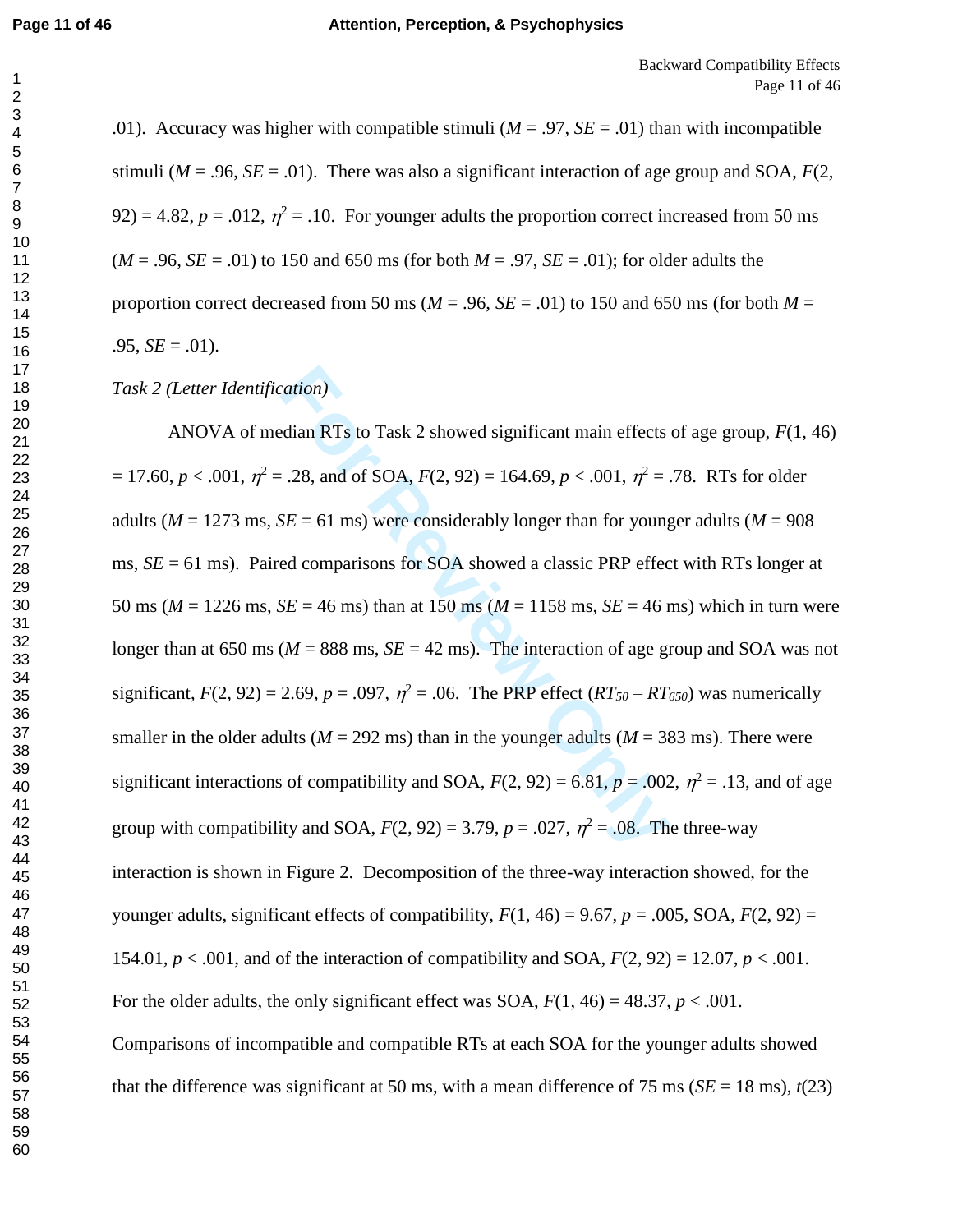.01). Accuracy was higher with compatible stimuli ($M$ = .97, $SE$ = .01) than with incompatible stimuli ($M$ = .96, $SE$ = .01). There was also a significant interaction of age group and SOA, $F(2, 92) = 4.82$, $p = .012$, $\eta^2 = .10$. For younger adults the proportion correct increased from 50 ms ($M$ = .96, $SE$ = .01) to 150 and 650 ms (for both $M$ = .97, $SE$ = .01); for older adults the proportion correct decreased from 50 ms ($M$ = .96, $SE$ = .01) to 150 and 650 ms (for both $M$ = .95, $SE$ = .01).

*Task 2 (Letter Identification)*

ANOVA of median RTs to Task 2 showed significant main effects of age group, $F(1, 46) = 17.60$, $p < .001$, $\eta^2 = .28$, and of SOA, $F(2, 92) = 164.69$, $p < .001$, $\eta^2 = .78$. RTs for older adults ($M$ = 1273 ms, $SE$ = 61 ms) were considerably longer than for younger adults ($M$ = 908 ms, $SE$ = 61 ms). Paired comparisons for SOA showed a classic PRP effect with RTs longer at 50 ms ($M$ = 1226 ms, $SE$ = 46 ms) than at 150 ms ($M$ = 1158 ms, $SE$ = 46 ms) which in turn were longer than at 650 ms ($M$ = 888 ms, $SE$ = 42 ms). The interaction of age group and SOA was not significant, $F(2, 92) = 2.69$, $p = .097$, $\eta^2 = .06$. The PRP effect ($RT_{50} - RT_{650}$) was numerically smaller in the older adults ($M$ = 292 ms) than in the younger adults ($M$ = 383 ms). There were significant interactions of compatibility and SOA, $F(2, 92) = 6.81$, $p = .002$, $\eta^2 = .13$, and of age group with compatibility and SOA, $F(2, 92) = 3.79$, $p = .027$, $\eta^2 = .08$. The three-way interaction is shown in Figure 2. Decomposition of the three-way interaction showed, for the younger adults, significant effects of compatibility, $F(1, 46) = 9.67$, $p = .005$, SOA, $F(2, 92) = 154.01$, $p < .001$, and of the interaction of compatibility and SOA, $F(2, 92) = 12.07$, $p < .001$. For the older adults, the only significant effect was SOA, $F(1, 46) = 48.37$, $p < .001$. Comparisons of incompatible and compatible RTs at each SOA for the younger adults showed that the difference was significant at 50 ms, with a mean difference of 75 ms ($SE$ = 18 ms), $t(23)$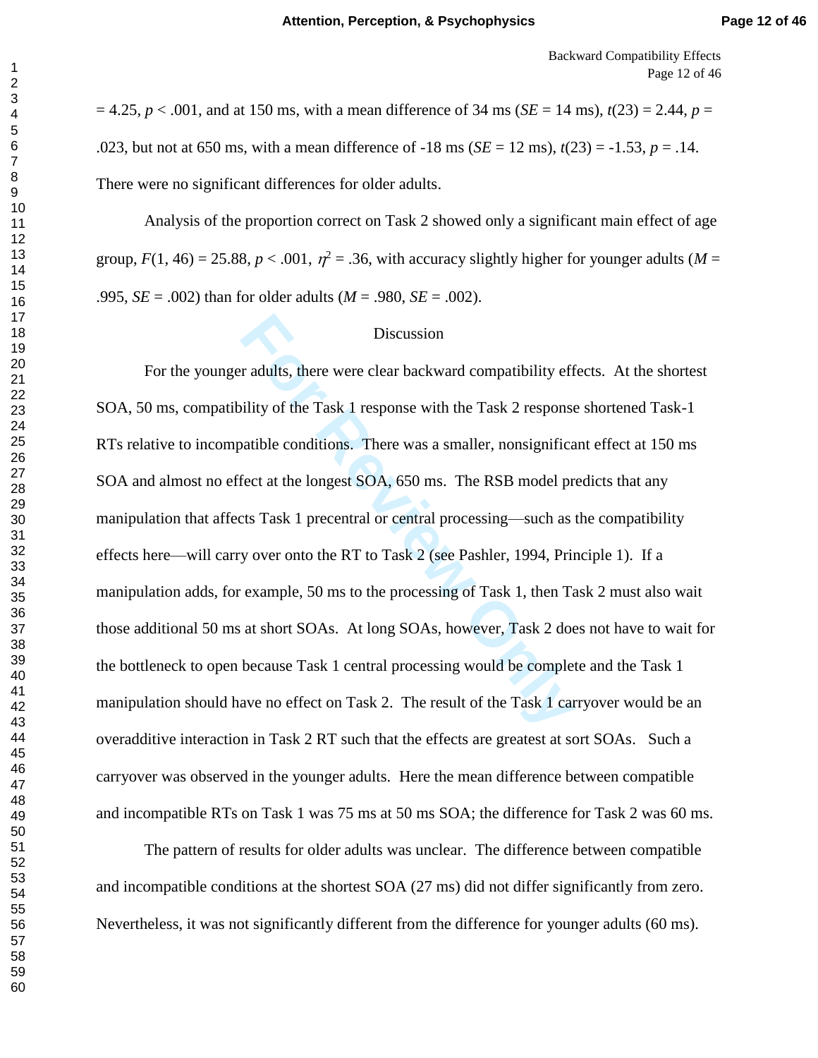= 4.25, $p < .001$, and at 150 ms, with a mean difference of 34 ms ($SE$ = 14 ms), $t(23) = 2.44$, $p$ = .023, but not at 650 ms, with a mean difference of -18 ms ($SE$ = 12 ms), $t(23) = -1.53$, $p$ = .14. There were no significant differences for older adults.

Analysis of the proportion correct on Task 2 showed only a significant main effect of age group, $F(1, 46) = 25.88$, $p < .001$, $\eta^2 = .36$, with accuracy slightly higher for younger adults ($M$ = .995, $SE$ = .002) than for older adults ($M$ = .980, $SE$ = .002).

## Discussion

For the younger adults, there were clear backward compatibility effects. At the shortest SOA, 50 ms, compatibility of the Task 1 response with the Task 2 response shortened Task-1 RTs relative to incompatible conditions. There was a smaller, nonsignificant effect at 150 ms SOA and almost no effect at the longest SOA, 650 ms. The RSB model predicts that any manipulation that affects Task 1 precentral or central processing—such as the compatibility effects here—will carry over onto the RT to Task 2 (see Pashler, 1994, Principle 1). If a manipulation adds, for example, 50 ms to the processing of Task 1, then Task 2 must also wait those additional 50 ms at short SOAs. At long SOAs, however, Task 2 does not have to wait for the bottleneck to open because Task 1 central processing would be complete and the Task 1 manipulation should have no effect on Task 2. The result of the Task 1 carryover would be an overadditive interaction in Task 2 RT such that the effects are greatest at sort SOAs. Such a carryover was observed in the younger adults. Here the mean difference between compatible and incompatible RTs on Task 1 was 75 ms at 50 ms SOA; the difference for Task 2 was 60 ms.

The pattern of results for older adults was unclear. The difference between compatible and incompatible conditions at the shortest SOA (27 ms) did not differ significantly from zero. Nevertheless, it was not significantly different from the difference for younger adults (60 ms).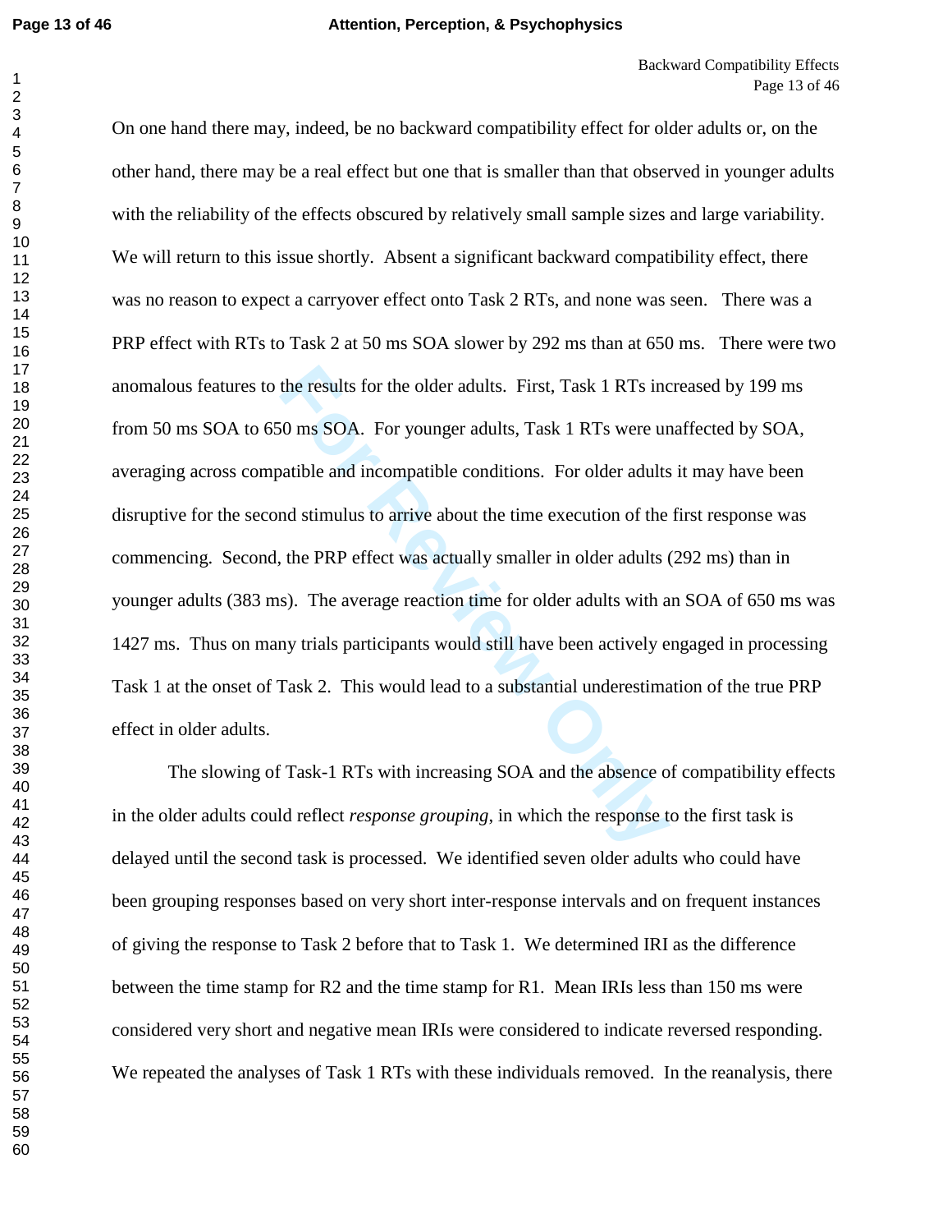On one hand there may, indeed, be no backward compatibility effect for older adults or, on the other hand, there may be a real effect but one that is smaller than that observed in younger adults with the reliability of the effects obscured by relatively small sample sizes and large variability. We will return to this issue shortly. Absent a significant backward compatibility effect, there was no reason to expect a carryover effect onto Task 2 RTs, and none was seen. There was a PRP effect with RTs to Task 2 at 50 ms SOA slower by 292 ms than at 650 ms. There were two anomalous features to the results for the older adults. First, Task 1 RTs increased by 199 ms from 50 ms SOA to 650 ms SOA. For younger adults, Task 1 RTs were unaffected by SOA, averaging across compatible and incompatible conditions. For older adults it may have been disruptive for the second stimulus to arrive about the time execution of the first response was commencing. Second, the PRP effect was actually smaller in older adults (292 ms) than in younger adults (383 ms). The average reaction time for older adults with an SOA of 650 ms was 1427 ms. Thus on many trials participants would still have been actively engaged in processing Task 1 at the onset of Task 2. This would lead to a substantial underestimation of the true PRP effect in older adults.

The slowing of Task-1 RTs with increasing SOA and the absence of compatibility effects in the older adults could reflect *response grouping*, in which the response to the first task is delayed until the second task is processed. We identified seven older adults who could have been grouping responses based on very short inter-response intervals and on frequent instances of giving the response to Task 2 before that to Task 1. We determined IRI as the difference between the time stamp for R2 and the time stamp for R1. Mean IRIs less than 150 ms were considered very short and negative mean IRIs were considered to indicate reversed responding. We repeated the analyses of Task 1 RTs with these individuals removed. In the reanalysis, there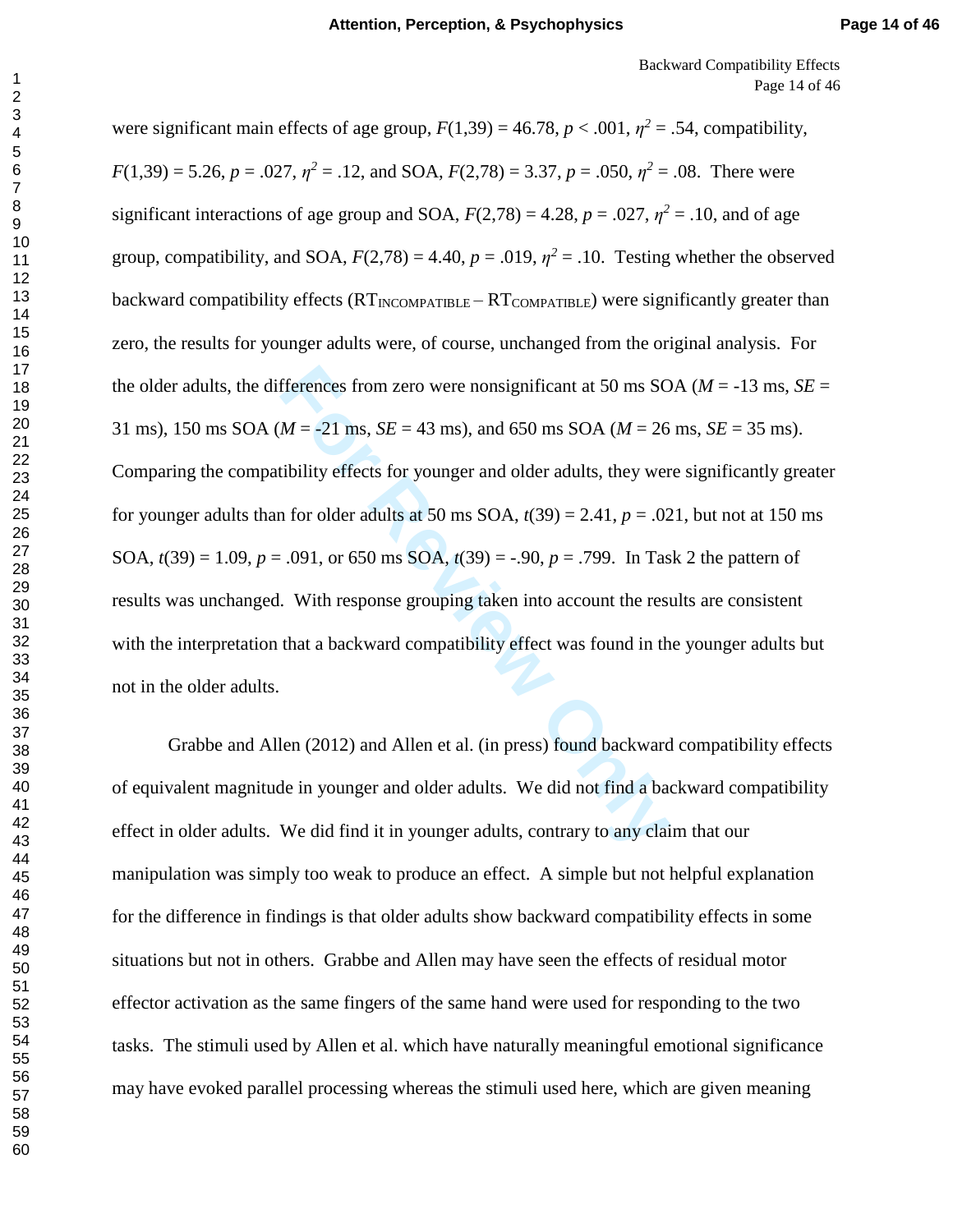were significant main effects of age group, $F(1,39) = 46.78$, $p < .001$, $\eta^2 = .54$, compatibility, $F(1,39) = 5.26$, $p = .027$, $\eta^2 = .12$, and SOA, $F(2,78) = 3.37$, $p = .050$, $\eta^2 = .08$. There were significant interactions of age group and SOA, $F(2,78) = 4.28$, $p = .027$, $\eta^2 = .10$, and of age group, compatibility, and SOA, $F(2,78) = 4.40$, $p = .019$, $\eta^2 = .10$. Testing whether the observed backward compatibility effects ($RT_{INCOMPATIBLE} - RT_{COMPATIBLE}$) were significantly greater than zero, the results for younger adults were, of course, unchanged from the original analysis. For the older adults, the differences from zero were nonsignificant at 50 ms SOA ($M$ = -13 ms, $SE$ = 31 ms), 150 ms SOA ($M$ = -21 ms, $SE$ = 43 ms), and 650 ms SOA ($M$ = 26 ms, $SE$ = 35 ms). Comparing the compatibility effects for younger and older adults, they were significantly greater for younger adults than for older adults at 50 ms SOA, $t(39) = 2.41$, $p = .021$, but not at 150 ms SOA, $t(39) = 1.09$, $p = .091$, or 650 ms SOA, $t(39) = -.90$, $p = .799$. In Task 2 the pattern of results was unchanged. With response grouping taken into account the results are consistent with the interpretation that a backward compatibility effect was found in the younger adults but not in the older adults.

Grabbe and Allen (2012) and Allen et al. (in press) found backward compatibility effects of equivalent magnitude in younger and older adults. We did not find a backward compatibility effect in older adults. We did find it in younger adults, contrary to any claim that our manipulation was simply too weak to produce an effect. A simple but not helpful explanation for the difference in findings is that older adults show backward compatibility effects in some situations but not in others. Grabbe and Allen may have seen the effects of residual motor effector activation as the same fingers of the same hand were used for responding to the two tasks. The stimuli used by Allen et al. which have naturally meaningful emotional significance may have evoked parallel processing whereas the stimuli used here, which are given meaning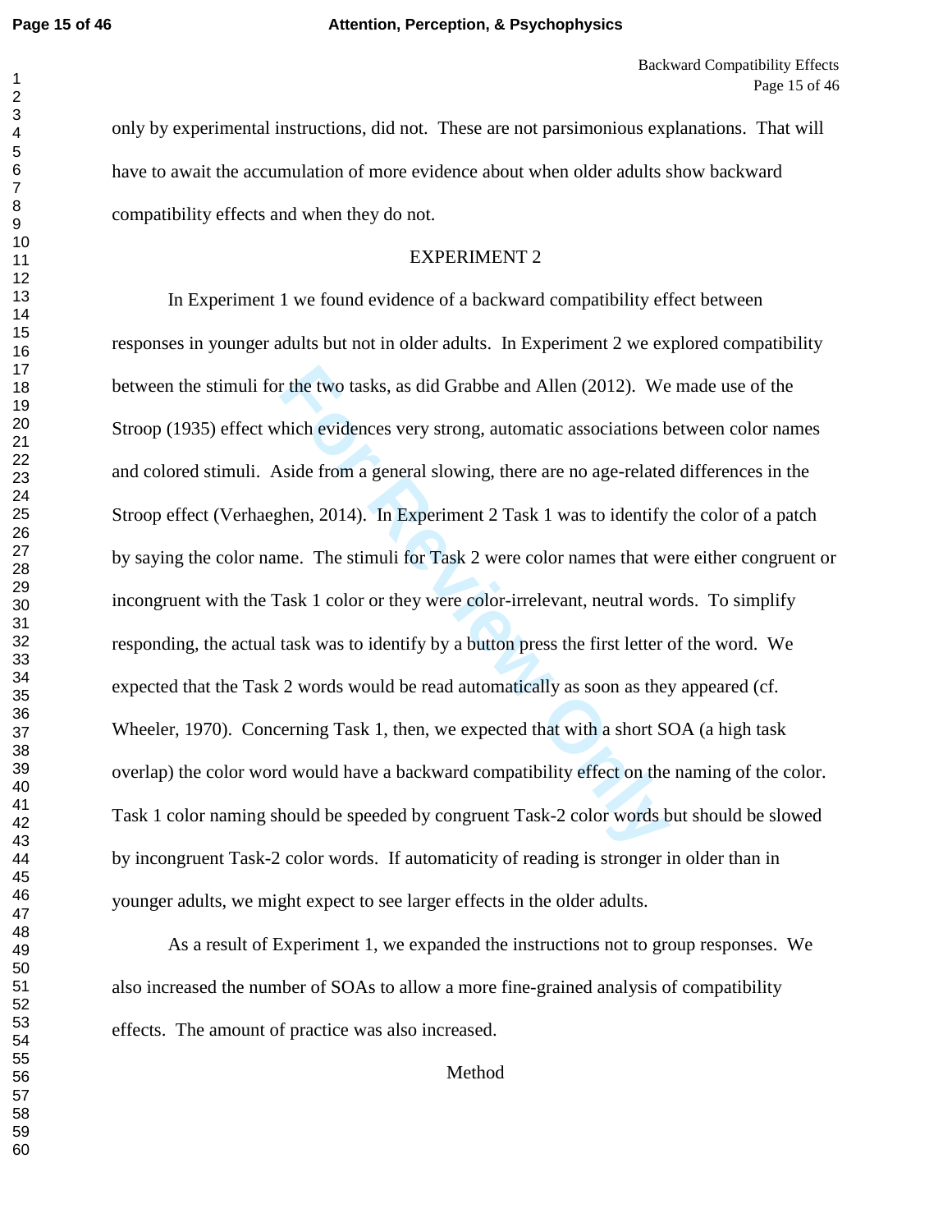only by experimental instructions, did not. These are not parsimonious explanations. That will have to await the accumulation of more evidence about when older adults show backward compatibility effects and when they do not.

## EXPERIMENT 2

In Experiment 1 we found evidence of a backward compatibility effect between responses in younger adults but not in older adults. In Experiment 2 we explored compatibility between the stimuli for the two tasks, as did Grabbe and Allen (2012). We made use of the Stroop (1935) effect which evidences very strong, automatic associations between color names and colored stimuli. Aside from a general slowing, there are no age-related differences in the Stroop effect (Verhaeghen, 2014). In Experiment 2 Task 1 was to identify the color of a patch by saying the color name. The stimuli for Task 2 were color names that were either congruent or incongruent with the Task 1 color or they were color-irrelevant, neutral words. To simplify responding, the actual task was to identify by a button press the first letter of the word. We expected that the Task 2 words would be read automatically as soon as they appeared (cf. Wheeler, 1970). Concerning Task 1, then, we expected that with a short SOA (a high task overlap) the color word would have a backward compatibility effect on the naming of the color. Task 1 color naming should be speeded by congruent Task-2 color words but should be slowed by incongruent Task-2 color words. If automaticity of reading is stronger in older than in younger adults, we might expect to see larger effects in the older adults.

As a result of Experiment 1, we expanded the instructions not to group responses. We also increased the number of SOAs to allow a more fine-grained analysis of compatibility effects. The amount of practice was also increased.

### Method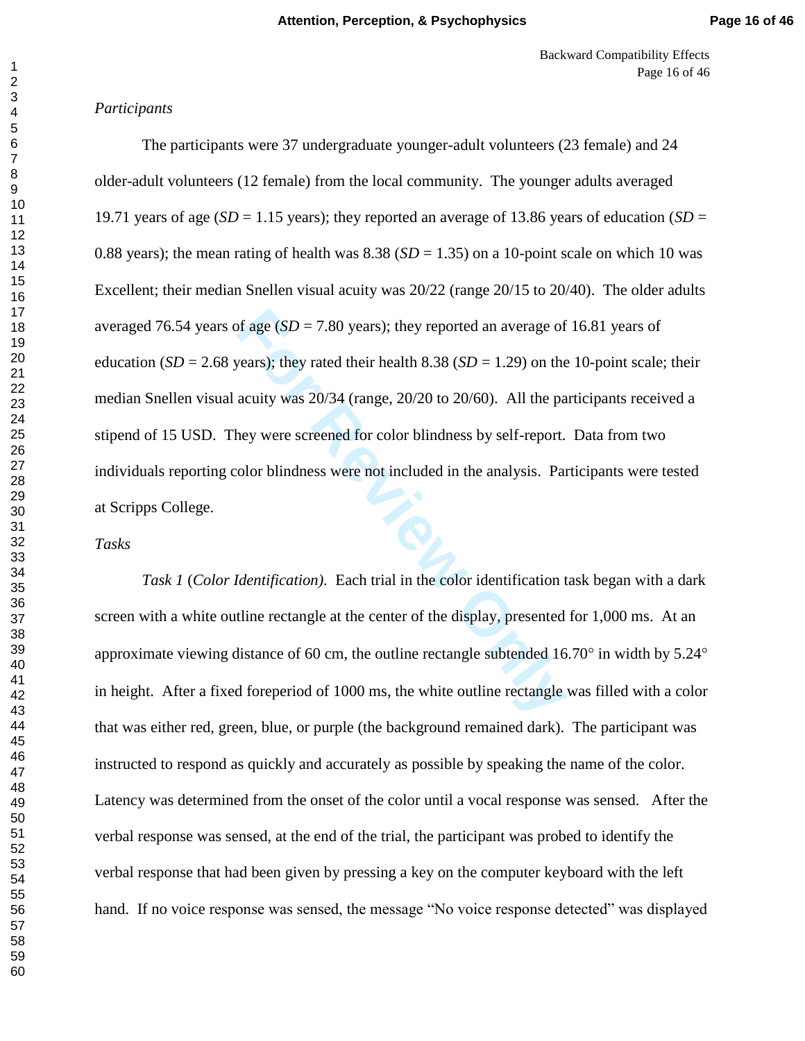*Participants*

The participants were 37 undergraduate younger-adult volunteers (23 female) and 24 older-adult volunteers (12 female) from the local community. The younger adults averaged 19.71 years of age (*SD* = 1.15 years); they reported an average of 13.86 years of education (*SD* = 0.88 years); the mean rating of health was 8.38 (*SD* = 1.35) on a 10-point scale on which 10 was Excellent; their median Snellen visual acuity was 20/22 (range 20/15 to 20/40). The older adults averaged 76.54 years of age (*SD* = 7.80 years); they reported an average of 16.81 years of education (*SD* = 2.68 years); they rated their health 8.38 (*SD* = 1.29) on the 10-point scale; their median Snellen visual acuity was 20/34 (range, 20/20 to 20/60). All the participants received a stipend of 15 USD. They were screened for color blindness by self-report. Data from two individuals reporting color blindness were not included in the analysis. Participants were tested at Scripps College.

*Tasks*

*Task 1* (*Color Identification*). Each trial in the color identification task began with a dark screen with a white outline rectangle at the center of the display, presented for 1,000 ms. At an approximate viewing distance of 60 cm, the outline rectangle subtended 16.70° in width by 5.24° in height. After a fixed foreperiod of 1000 ms, the white outline rectangle was filled with a color that was either red, green, blue, or purple (the background remained dark). The participant was instructed to respond as quickly and accurately as possible by speaking the name of the color. Latency was determined from the onset of the color until a vocal response was sensed. After the verbal response was sensed, at the end of the trial, the participant was probed to identify the verbal response that had been given by pressing a key on the computer keyboard with the left hand. If no voice response was sensed, the message "No voice response detected" was displayed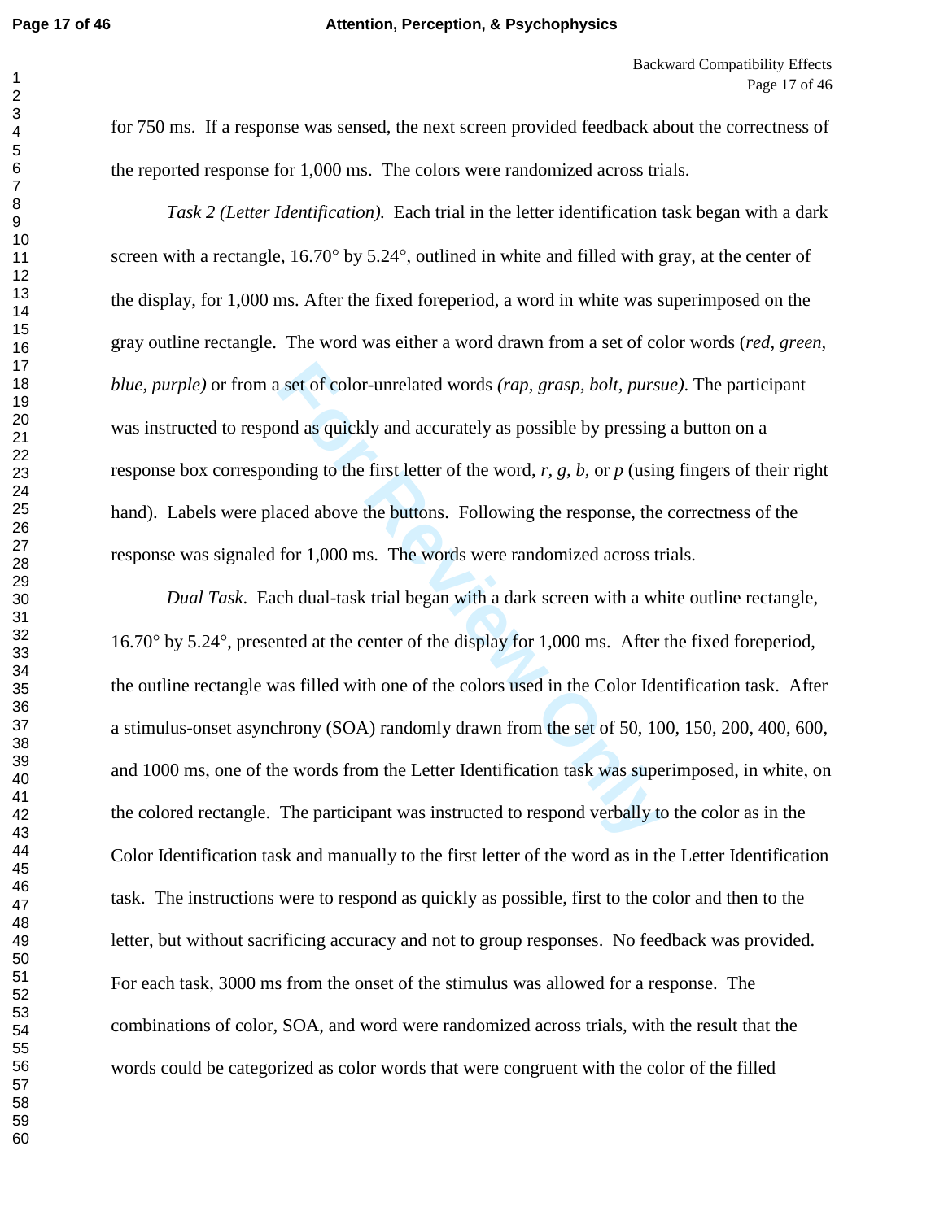for 750 ms. If a response was sensed, the next screen provided feedback about the correctness of the reported response for 1,000 ms. The colors were randomized across trials.

*Task 2 (Letter Identification).* Each trial in the letter identification task began with a dark screen with a rectangle, 16.70° by 5.24°, outlined in white and filled with gray, at the center of the display, for 1,000 ms. After the fixed foreperiod, a word in white was superimposed on the gray outline rectangle. The word was either a word drawn from a set of color words (*red*, *green*, *blue*, *purple)* or from a set of color-unrelated words *(rap*, *grasp*, *bolt*, *pursue)*. The participant was instructed to respond as quickly and accurately as possible by pressing a button on a response box corresponding to the first letter of the word, *r*, *g*, *b*, or *p* (using fingers of their right hand). Labels were placed above the buttons. Following the response, the correctness of the response was signaled for 1,000 ms. The words were randomized across trials.

*Dual Task.* Each dual-task trial began with a dark screen with a white outline rectangle, 16.70° by 5.24°, presented at the center of the display for 1,000 ms. After the fixed foreperiod, the outline rectangle was filled with one of the colors used in the Color Identification task. After a stimulus-onset asynchrony (SOA) randomly drawn from the set of 50, 100, 150, 200, 400, 600, and 1000 ms, one of the words from the Letter Identification task was superimposed, in white, on the colored rectangle. The participant was instructed to respond verbally to the color as in the Color Identification task and manually to the first letter of the word as in the Letter Identification task. The instructions were to respond as quickly as possible, first to the color and then to the letter, but without sacrificing accuracy and not to group responses. No feedback was provided. For each task, 3000 ms from the onset of the stimulus was allowed for a response. The combinations of color, SOA, and word were randomized across trials, with the result that the words could be categorized as color words that were congruent with the color of the filled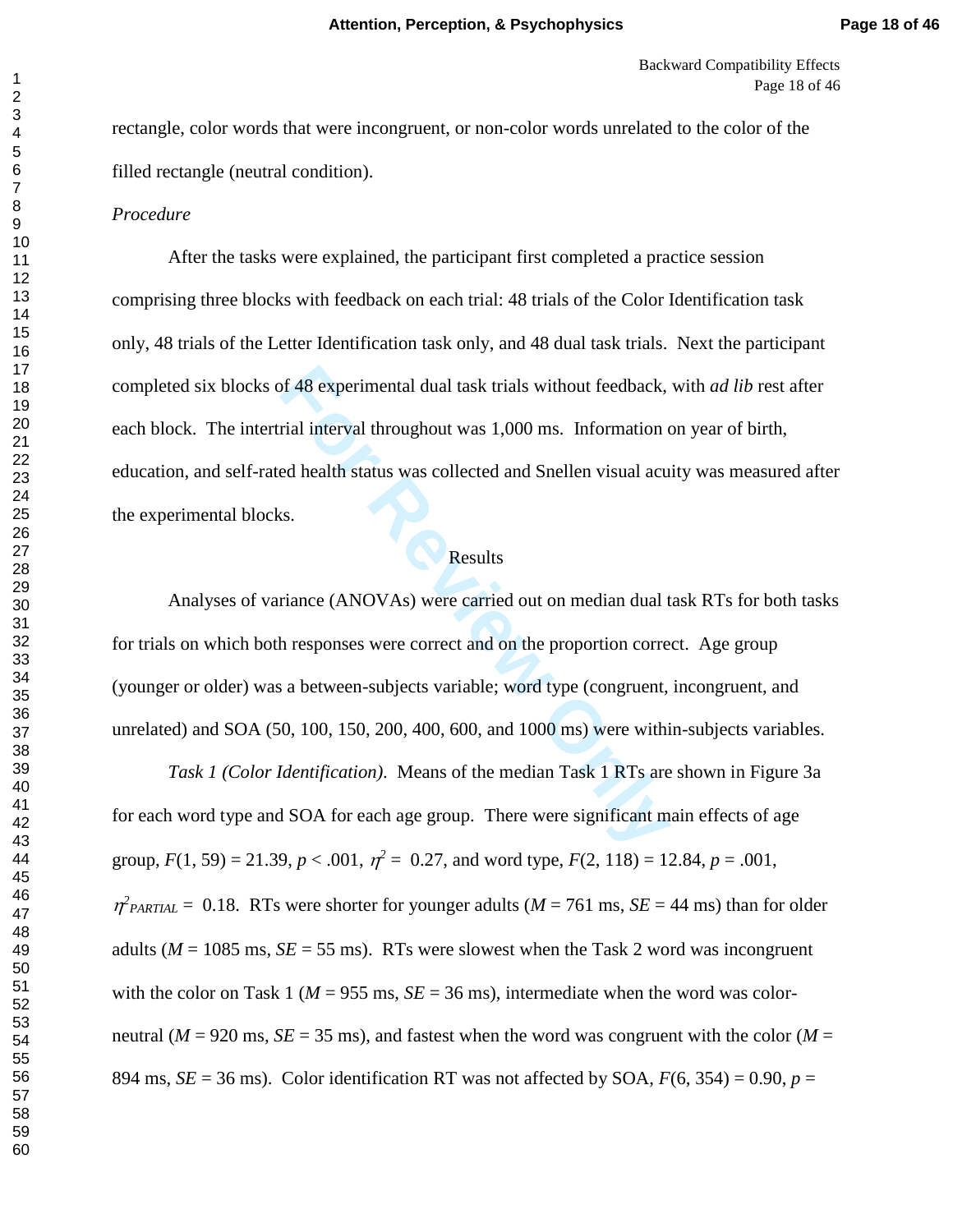rectangle, color words that were incongruent, or non-color words unrelated to the color of the filled rectangle (neutral condition).

*Procedure*

After the tasks were explained, the participant first completed a practice session comprising three blocks with feedback on each trial: 48 trials of the Color Identification task only, 48 trials of the Letter Identification task only, and 48 dual task trials. Next the participant completed six blocks of 48 experimental dual task trials without feedback, with *ad lib* rest after each block. The intertrial interval throughout was 1,000 ms. Information on year of birth, education, and self-rated health status was collected and Snellen visual acuity was measured after the experimental blocks.

## Results

Analyses of variance (ANOVAs) were carried out on median dual task RTs for both tasks for trials on which both responses were correct and on the proportion correct. Age group (younger or older) was a between-subjects variable; word type (congruent, incongruent, and unrelated) and SOA (50, 100, 150, 200, 400, 600, and 1000 ms) were within-subjects variables.

*Task 1 (Color Identification).* Means of the median Task 1 RTs are shown in Figure 3a for each word type and SOA for each age group. There were significant main effects of age group, $F(1, 59) = 21.39$, $p < .001$, $\eta^2 = 0.27$, and word type, $F(2, 118) = 12.84$, $p = .001$, $\eta^2_{PARTIAL} = 0.18$. RTs were shorter for younger adults ($M = 761$ ms, $SE = 44$ ms) than for older adults ($M = 1085$ ms, $SE = 55$ ms). RTs were slowest when the Task 2 word was incongruent with the color on Task 1 ($M = 955$ ms, $SE = 36$ ms), intermediate when the word was color-neutral ($M = 920$ ms, $SE = 35$ ms), and fastest when the word was congruent with the color ($M = 894$ ms, $SE = 36$ ms). Color identification RT was not affected by SOA, $F(6, 354) = 0.90$, $p =$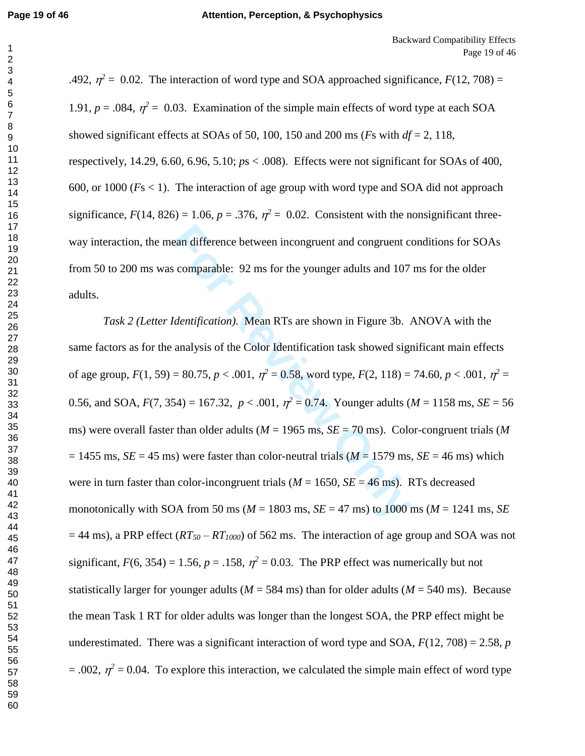.492, $\eta^2 = 0.02$. The interaction of word type and SOA approached significance, $F(12, 708) = 1.91$, $p = .084$, $\eta^2 = 0.03$. Examination of the simple main effects of word type at each SOA showed significant effects at SOAs of 50, 100, 150 and 200 ms ($F$s with $df = 2, 118$, respectively, 14.29, 6.60, 6.96, 5.10; $p$s < .008). Effects were not significant for SOAs of 400, 600, or 1000 ($F$s < 1). The interaction of age group with word type and SOA did not approach significance, $F(14, 826) = 1.06$, $p = .376$, $\eta^2 = 0.02$. Consistent with the nonsignificant three-way interaction, the mean difference between incongruent and congruent conditions for SOAs from 50 to 200 ms was comparable: 92 ms for the younger adults and 107 ms for the older adults.

*Task 2 (Letter Identification).* Mean RTs are shown in Figure 3b. ANOVA with the same factors as for the analysis of the Color Identification task showed significant main effects of age group, $F(1, 59) = 80.75$, $p < .001$, $\eta^2 = 0.58$, word type, $F(2, 118) = 74.60$, $p < .001$, $\eta^2 = 0.56$, and SOA, $F(7, 354) = 167.32$, $p < .001$, $\eta^2 = 0.74$. Younger adults ($M$ = 1158 ms, $SE$ = 56 ms) were overall faster than older adults ($M$ = 1965 ms, $SE$ = 70 ms). Color-congruent trials ($M$ = 1455 ms, $SE$ = 45 ms) were faster than color-neutral trials ($M$ = 1579 ms, $SE$ = 46 ms) which were in turn faster than color-incongruent trials ($M$ = 1650, $SE$ = 46 ms). RTs decreased monotonically with SOA from 50 ms ($M$ = 1803 ms, $SE$ = 47 ms) to 1000 ms ($M$ = 1241 ms, $SE$ = 44 ms), a PRP effect ($RT_{50} - RT_{1000}$) of 562 ms. The interaction of age group and SOA was not significant, $F(6, 354) = 1.56$, $p = .158$, $\eta^2 = 0.03$. The PRP effect was numerically but not statistically larger for younger adults ($M$ = 584 ms) than for older adults ($M$ = 540 ms). Because the mean Task 1 RT for older adults was longer than the longest SOA, the PRP effect might be underestimated. There was a significant interaction of word type and SOA, $F(12, 708) = 2.58$, $p = .002$, $\eta^2 = 0.04$. To explore this interaction, we calculated the simple main effect of word type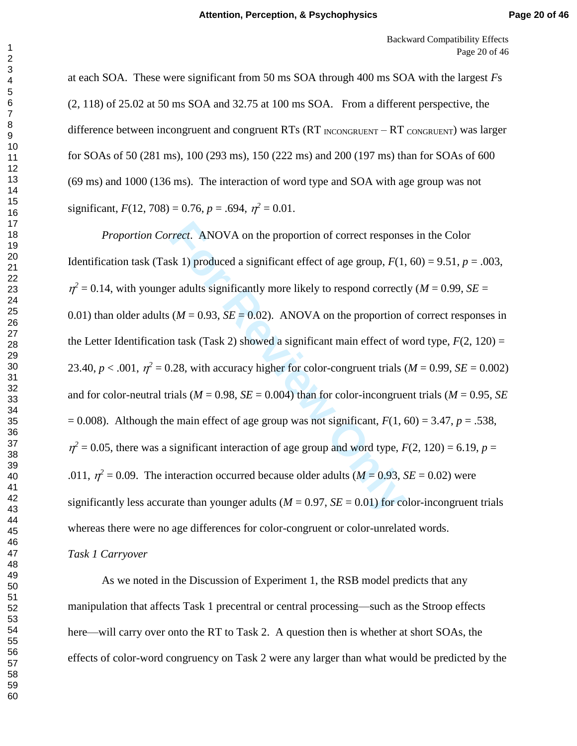at each SOA. These were significant from 50 ms SOA through 400 ms SOA with the largest *F*s (2, 118) of 25.02 at 50 ms SOA and 32.75 at 100 ms SOA. From a different perspective, the difference between incongruent and congruent RTs ($RT_{INCONGRUENT} - RT_{CONGRUENT}$) was larger for SOAs of 50 (281 ms), 100 (293 ms), 150 (222 ms) and 200 (197 ms) than for SOAs of 600 (69 ms) and 1000 (136 ms). The interaction of word type and SOA with age group was not significant, $F(12, 708) = 0.76$, $p = .694$, $\eta^2 = 0.01$.

*Proportion Correct*. ANOVA on the proportion of correct responses in the Color Identification task (Task 1) produced a significant effect of age group, $F(1, 60) = 9.51$, $p = .003$, $\eta^2 = 0.14$, with younger adults significantly more likely to respond correctly ($M = 0.99$, $SE = 0.01$) than older adults ($M = 0.93$, $SE = 0.02$). ANOVA on the proportion of correct responses in the Letter Identification task (Task 2) showed a significant main effect of word type, $F(2, 120) = 23.40$, $p < .001$, $\eta^2 = 0.28$, with accuracy higher for color-congruent trials ($M = 0.99$, $SE = 0.002$) and for color-neutral trials ($M = 0.98$, $SE = 0.004$) than for color-incongruent trials ($M = 0.95$, $SE = 0.008$). Although the main effect of age group was not significant, $F(1, 60) = 3.47$, $p = .538$, $\eta^2 = 0.05$, there was a significant interaction of age group and word type, $F(2, 120) = 6.19$, $p = .011$, $\eta^2 = 0.09$. The interaction occurred because older adults ($M = 0.93$, $SE = 0.02$) were significantly less accurate than younger adults ($M = 0.97$, $SE = 0.01$) for color-incongruent trials whereas there were no age differences for color-congruent or color-unrelated words.

*Task 1 Carryover*

As we noted in the Discussion of Experiment 1, the RSB model predicts that any manipulation that affects Task 1 precentral or central processing—such as the Stroop effects here—will carry over onto the RT to Task 2. A question then is whether at short SOAs, the effects of color-word congruency on Task 2 were any larger than what would be predicted by the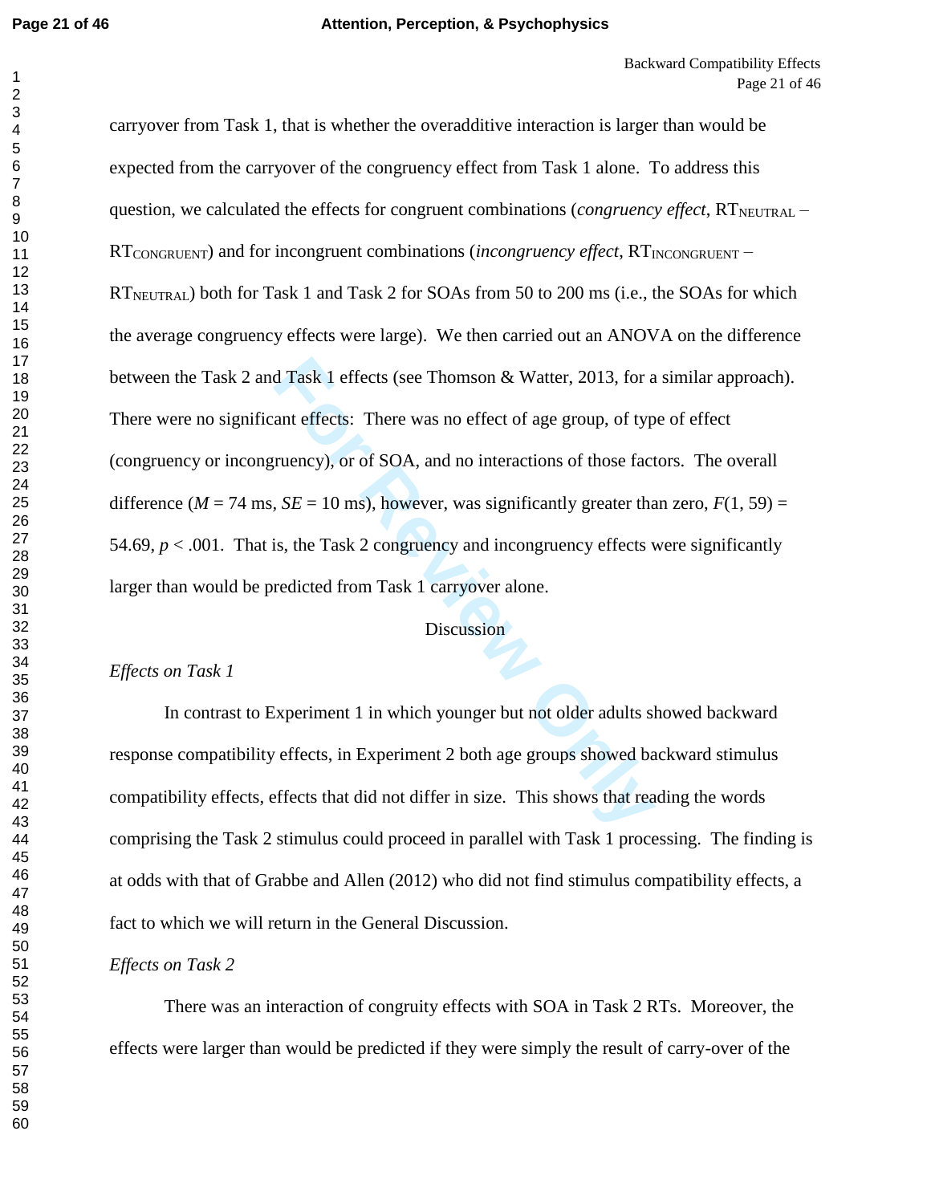carryover from Task 1, that is whether the overadditive interaction is larger than would be expected from the carryover of the congruency effect from Task 1 alone. To address this question, we calculated the effects for congruent combinations (*congruency effect*, $RT_{NEUTRAL} - RT_{CONGRUENT}$) and for incongruent combinations (*incongruency effect*, $RT_{INCONGRUENT} - RT_{NEUTRAL}$) both for Task 1 and Task 2 for SOAs from 50 to 200 ms (i.e., the SOAs for which the average congruency effects were large). We then carried out an ANOVA on the difference between the Task 2 and Task 1 effects (see Thomson & Watter, 2013, for a similar approach). There were no significant effects: There was no effect of age group, of type of effect (congruency or incongruency), or of SOA, and no interactions of those factors. The overall difference ($M$ = 74 ms, $SE$ = 10 ms), however, was significantly greater than zero, $F(1, 59) = 54.69$, $p < .001$. That is, the Task 2 congruency and incongruency effects were significantly larger than would be predicted from Task 1 carryover alone.

## Discussion

### *Effects on Task 1*

In contrast to Experiment 1 in which younger but not older adults showed backward response compatibility effects, in Experiment 2 both age groups showed backward stimulus compatibility effects, effects that did not differ in size. This shows that reading the words comprising the Task 2 stimulus could proceed in parallel with Task 1 processing. The finding is at odds with that of Grabbe and Allen (2012) who did not find stimulus compatibility effects, a fact to which we will return in the General Discussion.

### *Effects on Task 2*

There was an interaction of congruity effects with SOA in Task 2 RTs. Moreover, the effects were larger than would be predicted if they were simply the result of carry-over of the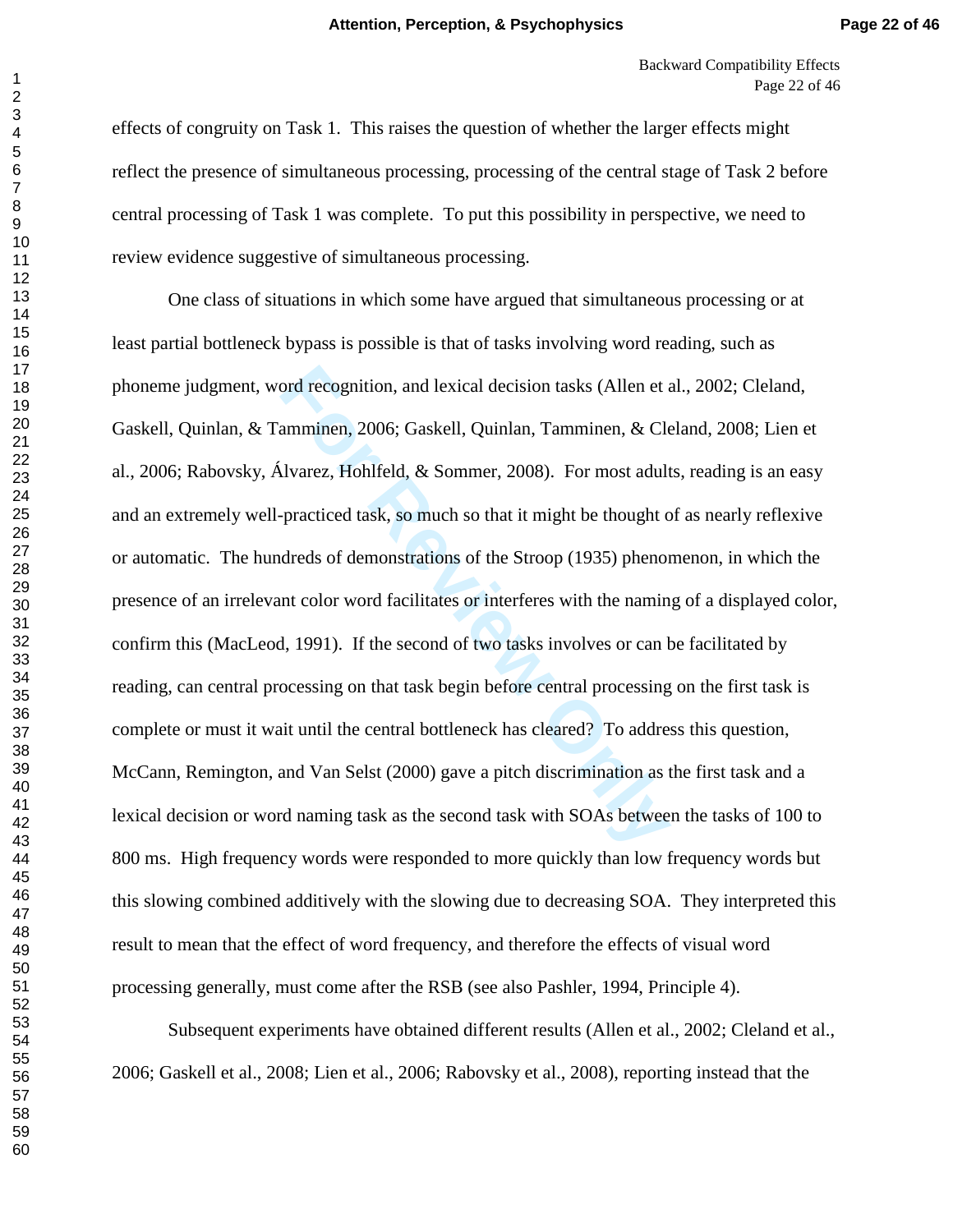effects of congruity on Task 1. This raises the question of whether the larger effects might reflect the presence of simultaneous processing, processing of the central stage of Task 2 before central processing of Task 1 was complete. To put this possibility in perspective, we need to review evidence suggestive of simultaneous processing.

One class of situations in which some have argued that simultaneous processing or at least partial bottleneck bypass is possible is that of tasks involving word reading, such as phoneme judgment, word recognition, and lexical decision tasks (Allen et al., 2002; Cleland, Gaskell, Quinlan, & Tamminen, 2006; Gaskell, Quinlan, Tamminen, & Cleland, 2008; Lien et al., 2006; Rabovsky, Álvarez, Hohlfeld, & Sommer, 2008). For most adults, reading is an easy and an extremely well-practiced task, so much so that it might be thought of as nearly reflexive or automatic. The hundreds of demonstrations of the Stroop (1935) phenomenon, in which the presence of an irrelevant color word facilitates or interferes with the naming of a displayed color, confirm this (MacLeod, 1991). If the second of two tasks involves or can be facilitated by reading, can central processing on that task begin before central processing on the first task is complete or must it wait until the central bottleneck has cleared? To address this question, McCann, Remington, and Van Selst (2000) gave a pitch discrimination as the first task and a lexical decision or word naming task as the second task with SOAs between the tasks of 100 to 800 ms. High frequency words were responded to more quickly than low frequency words but this slowing combined additively with the slowing due to decreasing SOA. They interpreted this result to mean that the effect of word frequency, and therefore the effects of visual word processing generally, must come after the RSB (see also Pashler, 1994, Principle 4).

Subsequent experiments have obtained different results (Allen et al., 2002; Cleland et al., 2006; Gaskell et al., 2008; Lien et al., 2006; Rabovsky et al., 2008), reporting instead that the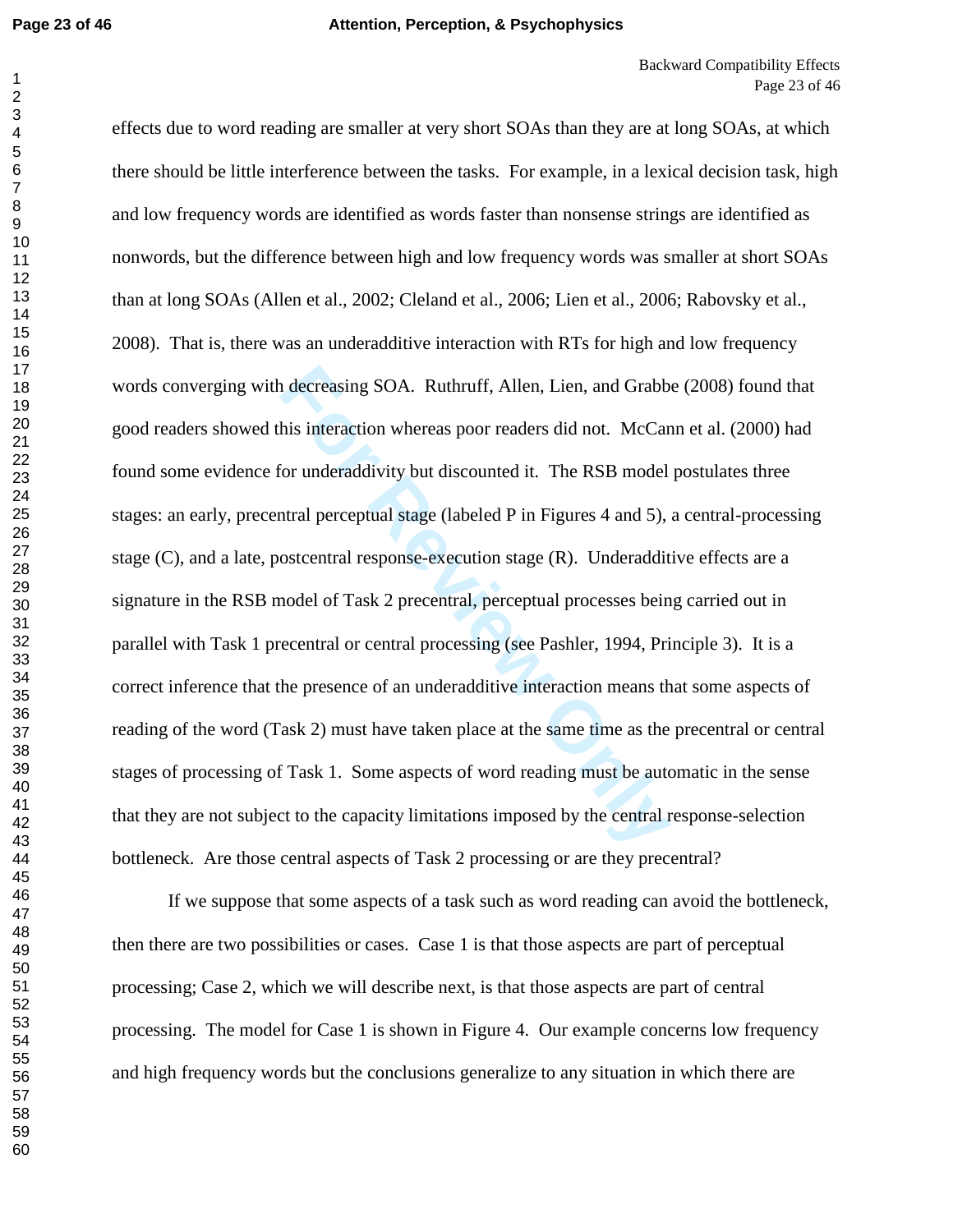effects due to word reading are smaller at very short SOAs than they are at long SOAs, at which there should be little interference between the tasks. For example, in a lexical decision task, high and low frequency words are identified as words faster than nonsense strings are identified as nonwords, but the difference between high and low frequency words was smaller at short SOAs than at long SOAs (Allen et al., 2002; Cleland et al., 2006; Lien et al., 2006; Rabovsky et al., 2008). That is, there was an underadditive interaction with RTs for high and low frequency words converging with decreasing SOA. Ruthruff, Allen, Lien, and Grabbe (2008) found that good readers showed this interaction whereas poor readers did not. McCann et al. (2000) had found some evidence for underaddivity but discounted it. The RSB model postulates three stages: an early, precentral perceptual stage (labeled P in Figures 4 and 5), a central-processing stage (C), and a late, postcentral response-execution stage (R). Underadditive effects are a signature in the RSB model of Task 2 precentral, perceptual processes being carried out in parallel with Task 1 precentral or central processing (see Pashler, 1994, Principle 3). It is a correct inference that the presence of an underadditive interaction means that some aspects of reading of the word (Task 2) must have taken place at the same time as the precentral or central stages of processing of Task 1. Some aspects of word reading must be automatic in the sense that they are not subject to the capacity limitations imposed by the central response-selection bottleneck. Are those central aspects of Task 2 processing or are they precentral?

If we suppose that some aspects of a task such as word reading can avoid the bottleneck, then there are two possibilities or cases. Case 1 is that those aspects are part of perceptual processing; Case 2, which we will describe next, is that those aspects are part of central processing. The model for Case 1 is shown in Figure 4. Our example concerns low frequency and high frequency words but the conclusions generalize to any situation in which there are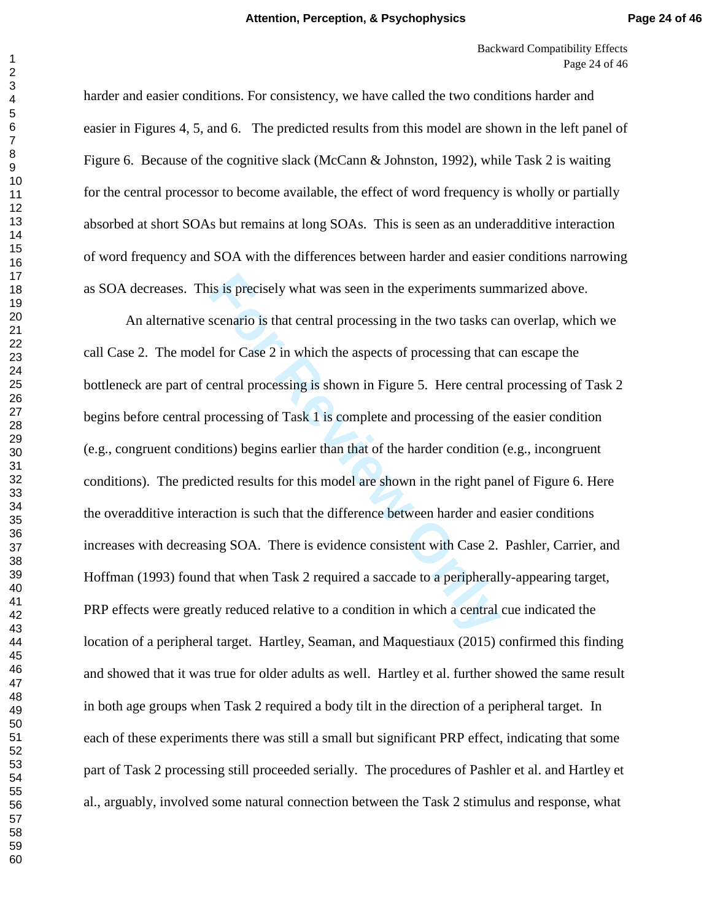harder and easier conditions. For consistency, we have called the two conditions harder and easier in Figures 4, 5, and 6. The predicted results from this model are shown in the left panel of Figure 6. Because of the cognitive slack (McCann & Johnston, 1992), while Task 2 is waiting for the central processor to become available, the effect of word frequency is wholly or partially absorbed at short SOAs but remains at long SOAs. This is seen as an underadditive interaction of word frequency and SOA with the differences between harder and easier conditions narrowing as SOA decreases. This is precisely what was seen in the experiments summarized above.

An alternative scenario is that central processing in the two tasks can overlap, which we call Case 2. The model for Case 2 in which the aspects of processing that can escape the bottleneck are part of central processing is shown in Figure 5. Here central processing of Task 2 begins before central processing of Task 1 is complete and processing of the easier condition (e.g., congruent conditions) begins earlier than that of the harder condition (e.g., incongruent conditions). The predicted results for this model are shown in the right panel of Figure 6. Here the overadditive interaction is such that the difference between harder and easier conditions increases with decreasing SOA. There is evidence consistent with Case 2. Pashler, Carrier, and Hoffman (1993) found that when Task 2 required a saccade to a peripherally-appearing target, PRP effects were greatly reduced relative to a condition in which a central cue indicated the location of a peripheral target. Hartley, Seaman, and Maquestiaux (2015) confirmed this finding and showed that it was true for older adults as well. Hartley et al. further showed the same result in both age groups when Task 2 required a body tilt in the direction of a peripheral target. In each of these experiments there was still a small but significant PRP effect, indicating that some part of Task 2 processing still proceeded serially. The procedures of Pashler et al. and Hartley et al., arguably, involved some natural connection between the Task 2 stimulus and response, what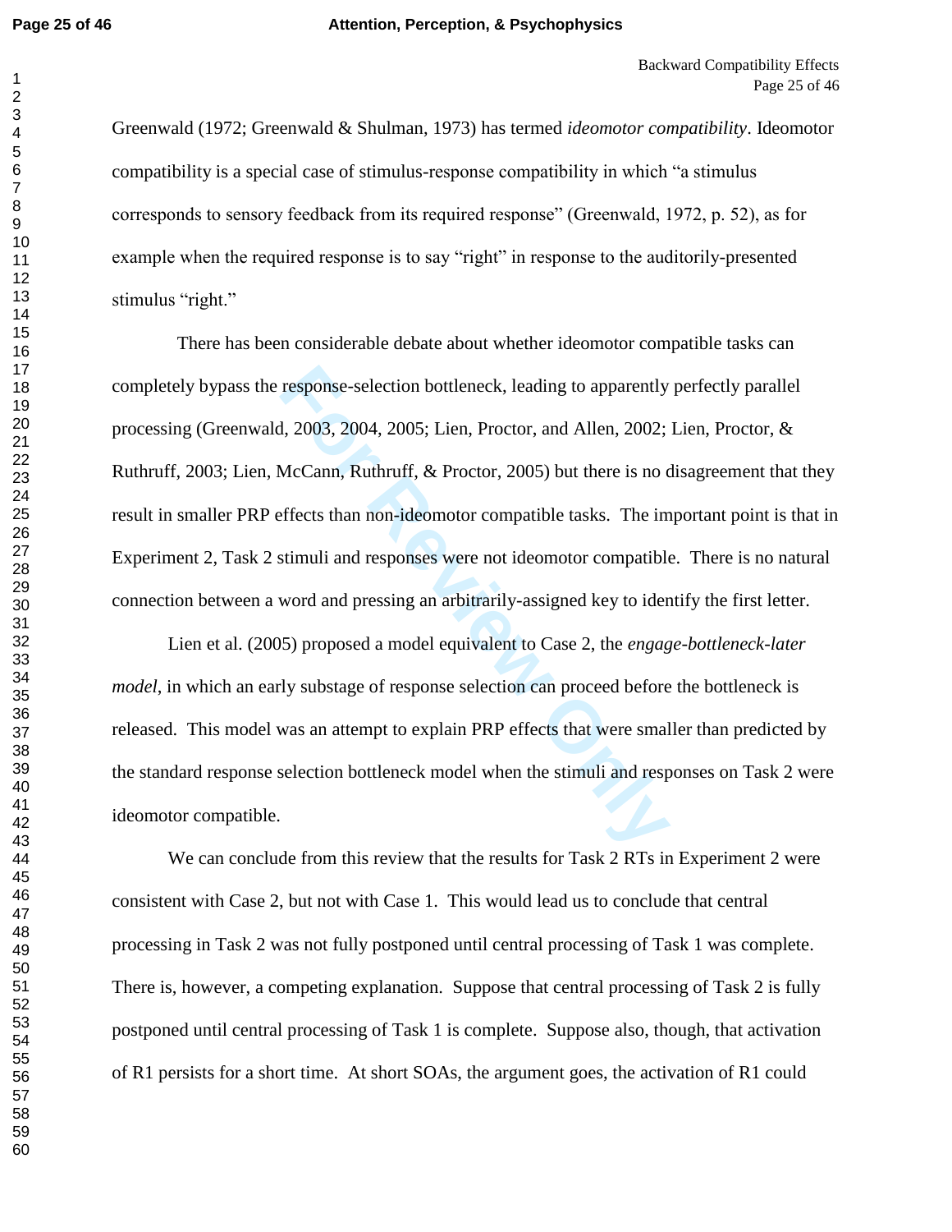Greenwald (1972; Greenwald & Shulman, 1973) has termed *ideomotor compatibility*. Ideomotor compatibility is a special case of stimulus-response compatibility in which "a stimulus corresponds to sensory feedback from its required response" (Greenwald, 1972, p. 52), as for example when the required response is to say "right" in response to the auditorily-presented stimulus "right."

There has been considerable debate about whether ideomotor compatible tasks can completely bypass the response-selection bottleneck, leading to apparently perfectly parallel processing (Greenwald, 2003, 2004, 2005; Lien, Proctor, and Allen, 2002; Lien, Proctor, & Ruthruff, 2003; Lien, McCann, Ruthruff, & Proctor, 2005) but there is no disagreement that they result in smaller PRP effects than non-ideomotor compatible tasks. The important point is that in Experiment 2, Task 2 stimuli and responses were not ideomotor compatible. There is no natural connection between a word and pressing an arbitrarily-assigned key to identify the first letter.

Lien et al. (2005) proposed a model equivalent to Case 2, the *engage-bottleneck-later model*, in which an early substage of response selection can proceed before the bottleneck is released. This model was an attempt to explain PRP effects that were smaller than predicted by the standard response selection bottleneck model when the stimuli and responses on Task 2 were ideomotor compatible.

We can conclude from this review that the results for Task 2 RTs in Experiment 2 were consistent with Case 2, but not with Case 1. This would lead us to conclude that central processing in Task 2 was not fully postponed until central processing of Task 1 was complete. There is, however, a competing explanation. Suppose that central processing of Task 2 is fully postponed until central processing of Task 1 is complete. Suppose also, though, that activation of R1 persists for a short time. At short SOAs, the argument goes, the activation of R1 could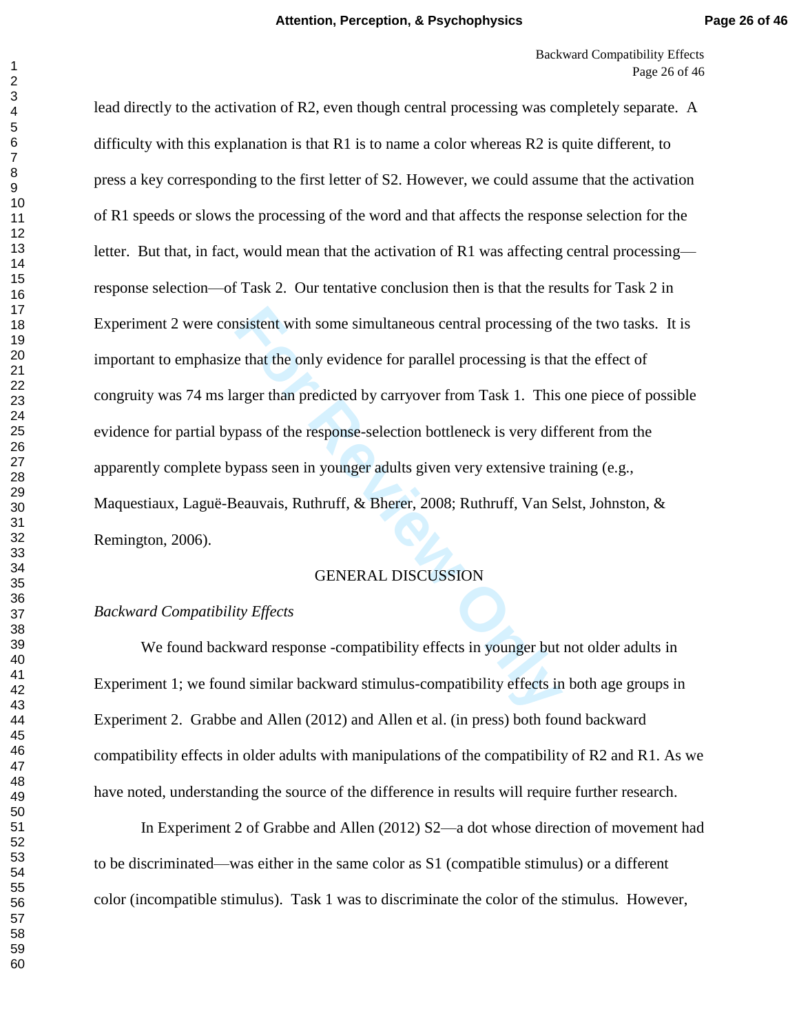lead directly to the activation of R2, even though central processing was completely separate. A difficulty with this explanation is that R1 is to name a color whereas R2 is quite different, to press a key corresponding to the first letter of S2. However, we could assume that the activation of R1 speeds or slows the processing of the word and that affects the response selection for the letter. But that, in fact, would mean that the activation of R1 was affecting central processing—response selection—of Task 2. Our tentative conclusion then is that the results for Task 2 in Experiment 2 were consistent with some simultaneous central processing of the two tasks. It is important to emphasize that the only evidence for parallel processing is that the effect of congruity was 74 ms larger than predicted by carryover from Task 1. This one piece of possible evidence for partial bypass of the response-selection bottleneck is very different from the apparently complete bypass seen in younger adults given very extensive training (e.g., Maquestiaux, Laguë-Beauvais, Ruthruff, & Bherer, 2008; Ruthruff, Van Selst, Johnston, & Remington, 2006).

## GENERAL DISCUSSION

### *Backward Compatibility Effects*

We found backward response -compatibility effects in younger but not older adults in Experiment 1; we found similar backward stimulus-compatibility effects in both age groups in Experiment 2. Grabbe and Allen (2012) and Allen et al. (in press) both found backward compatibility effects in older adults with manipulations of the compatibility of R2 and R1. As we have noted, understanding the source of the difference in results will require further research.

In Experiment 2 of Grabbe and Allen (2012) S2—a dot whose direction of movement had to be discriminated—was either in the same color as S1 (compatible stimulus) or a different color (incompatible stimulus). Task 1 was to discriminate the color of the stimulus. However,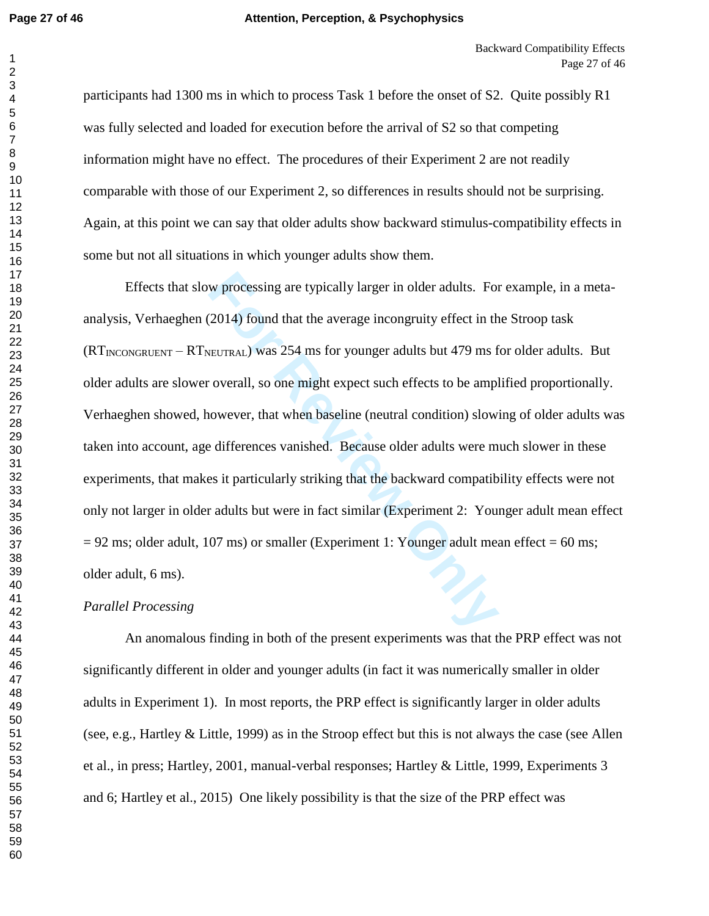participants had 1300 ms in which to process Task 1 before the onset of S2. Quite possibly R1 was fully selected and loaded for execution before the arrival of S2 so that competing information might have no effect. The procedures of their Experiment 2 are not readily comparable with those of our Experiment 2, so differences in results should not be surprising. Again, at this point we can say that older adults show backward stimulus-compatibility effects in some but not all situations in which younger adults show them.

Effects that slow processing are typically larger in older adults. For example, in a meta-analysis, Verhaeghen (2014) found that the average incongruity effect in the Stroop task ($RT_{INCONGRUENT} - RT_{NEUTRAL}$) was 254 ms for younger adults but 479 ms for older adults. But older adults are slower overall, so one might expect such effects to be amplified proportionally. Verhaeghen showed, however, that when baseline (neutral condition) slowing of older adults was taken into account, age differences vanished. Because older adults were much slower in these experiments, that makes it particularly striking that the backward compatibility effects were not only not larger in older adults but were in fact similar (Experiment 2: Younger adult mean effect = 92 ms; older adult, 107 ms) or smaller (Experiment 1: Younger adult mean effect = 60 ms; older adult, 6 ms).

*Parallel Processing*

An anomalous finding in both of the present experiments was that the PRP effect was not significantly different in older and younger adults (in fact it was numerically smaller in older adults in Experiment 1). In most reports, the PRP effect is significantly larger in older adults (see, e.g., Hartley & Little, 1999) as in the Stroop effect but this is not always the case (see Allen et al., in press; Hartley, 2001, manual-verbal responses; Hartley & Little, 1999, Experiments 3 and 6; Hartley et al., 2015) One likely possibility is that the size of the PRP effect was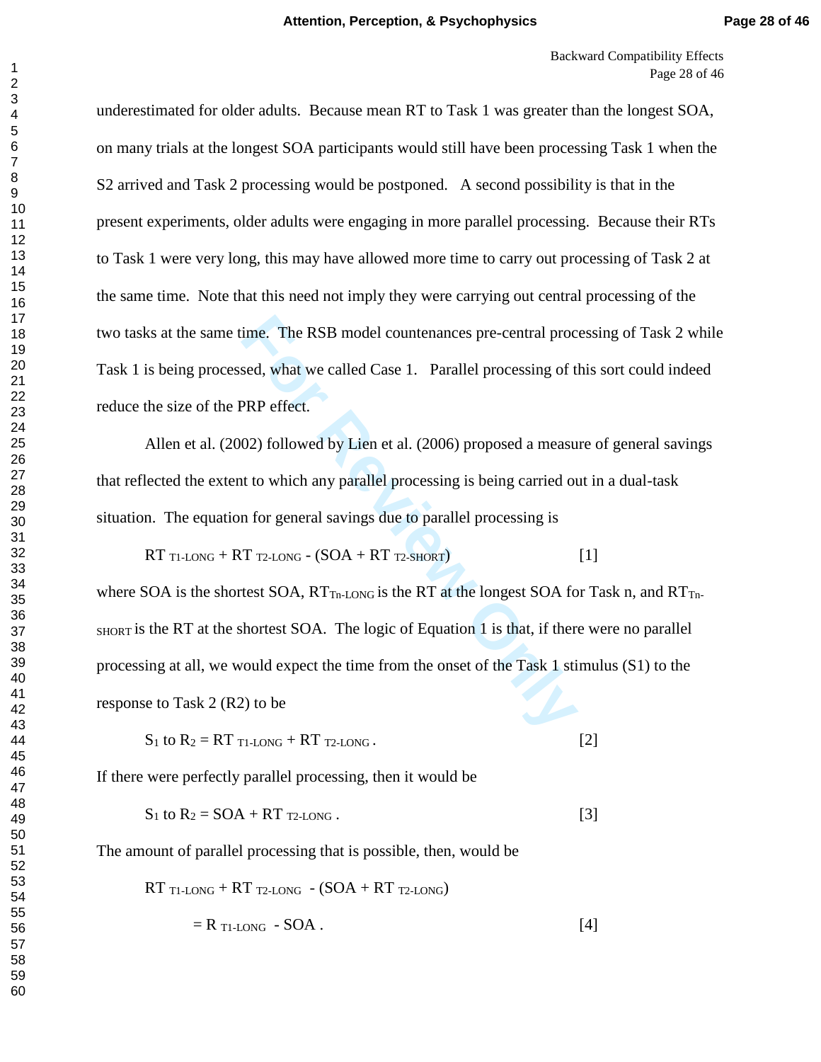underestimated for older adults. Because mean RT to Task 1 was greater than the longest SOA, on many trials at the longest SOA participants would still have been processing Task 1 when the S2 arrived and Task 2 processing would be postponed. A second possibility is that in the present experiments, older adults were engaging in more parallel processing. Because their RTs to Task 1 were very long, this may have allowed more time to carry out processing of Task 2 at the same time. Note that this need not imply they were carrying out central processing of the two tasks at the same time. The RSB model countenances pre-central processing of Task 2 while Task 1 is being processed, what we called Case 1. Parallel processing of this sort could indeed reduce the size of the PRP effect.

Allen et al. (2002) followed by Lien et al. (2006) proposed a measure of general savings that reflected the extent to which any parallel processing is being carried out in a dual-task situation. The equation for general savings due to parallel processing is

$$RT_{\text{T1-LONG}} + RT_{\text{T2-LONG}} - (SOA + RT_{\text{T2-SHORT}}) \qquad [1]$$

where SOA is the shortest SOA, $RT_{\text{Tn-LONG}}$ is the RT at the longest SOA for Task n, and $RT_{\text{Tn-SHORT}}$ is the RT at the shortest SOA. The logic of Equation 1 is that, if there were no parallel processing at all, we would expect the time from the onset of the Task 1 stimulus (S1) to the response to Task 2 (R2) to be

$$S_1 \text{ to } R_2 = RT_{\text{T1-LONG}} + RT_{\text{T2-LONG}}. \qquad [2]$$

If there were perfectly parallel processing, then it would be

$$S_1 \text{ to } R_2 = SOA + RT_{\text{T2-LONG}}. \qquad [3]$$

The amount of parallel processing that is possible, then, would be

$$RT_{\text{T1-LONG}} + RT_{\text{T2-LONG}} - (SOA + RT_{\text{T2-LONG}})$$

$$= R_{\text{T1-LONG}} - SOA. \qquad [4]$$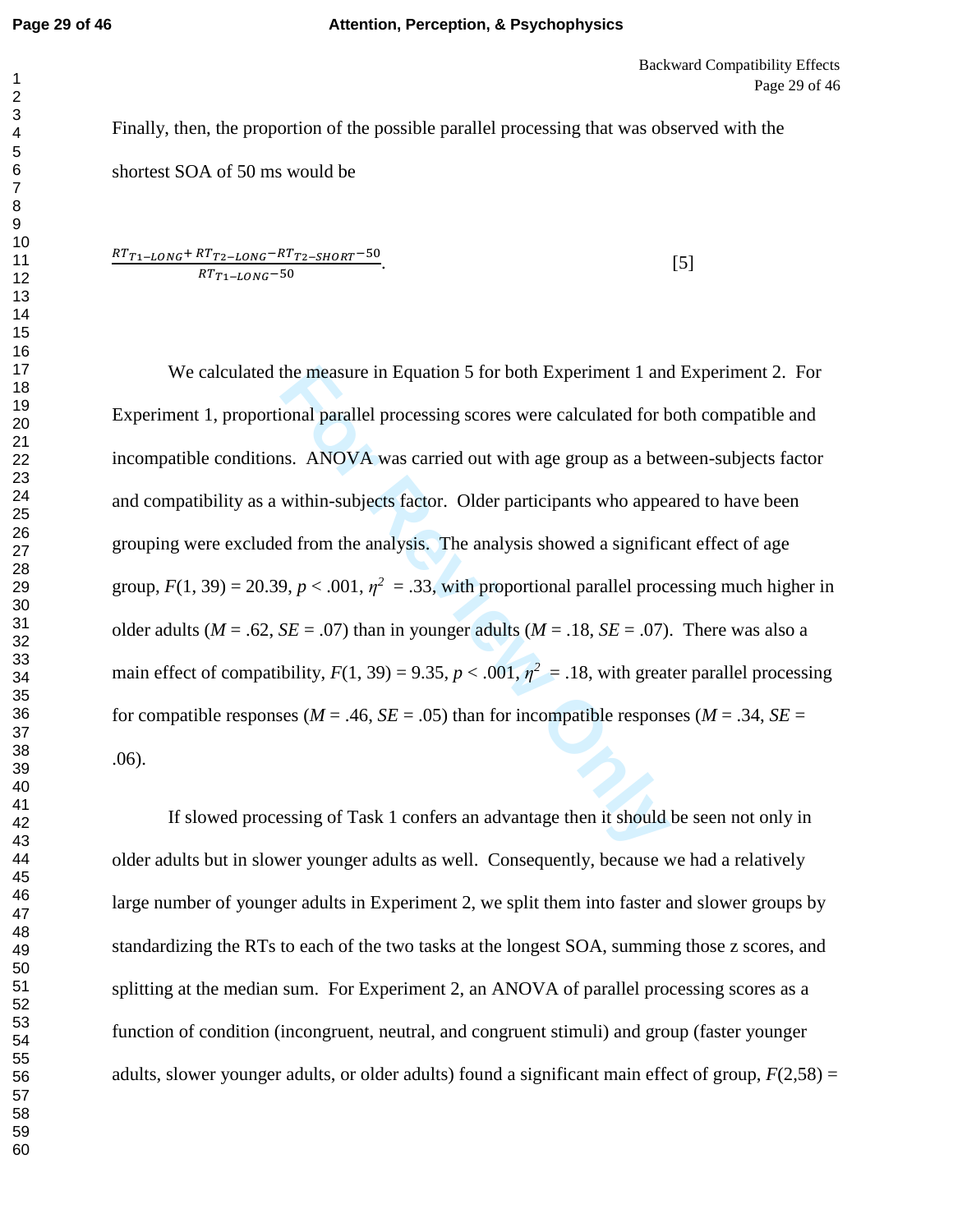Finally, then, the proportion of the possible parallel processing that was observed with the shortest SOA of 50 ms would be

$$\frac{RT_{T1-LONG} + RT_{T2-LONG} - RT_{T2-SHORT} - 50}{RT_{T1-LONG} - 50}. \qquad [5]$$

We calculated the measure in Equation 5 for both Experiment 1 and Experiment 2. For Experiment 1, proportional parallel processing scores were calculated for both compatible and incompatible conditions. ANOVA was carried out with age group as a between-subjects factor and compatibility as a within-subjects factor. Older participants who appeared to have been grouping were excluded from the analysis. The analysis showed a significant effect of age group, $F(1, 39) = 20.39$, $p < .001$, $\eta^2 = .33$, with proportional parallel processing much higher in older adults ($M = .62$, $SE = .07$) than in younger adults ($M = .18$, $SE = .07$). There was also a main effect of compatibility, $F(1, 39) = 9.35$, $p < .001$, $\eta^2 = .18$, with greater parallel processing for compatible responses ($M = .46$, $SE = .05$) than for incompatible responses ($M = .34$, $SE = .06$).

If slowed processing of Task 1 confers an advantage then it should be seen not only in older adults but in slower younger adults as well. Consequently, because we had a relatively large number of younger adults in Experiment 2, we split them into faster and slower groups by standardizing the RTs to each of the two tasks at the longest SOA, summing those z scores, and splitting at the median sum. For Experiment 2, an ANOVA of parallel processing scores as a function of condition (incongruent, neutral, and congruent stimuli) and group (faster younger adults, slower younger adults, or older adults) found a significant main effect of group, $F(2,58) =$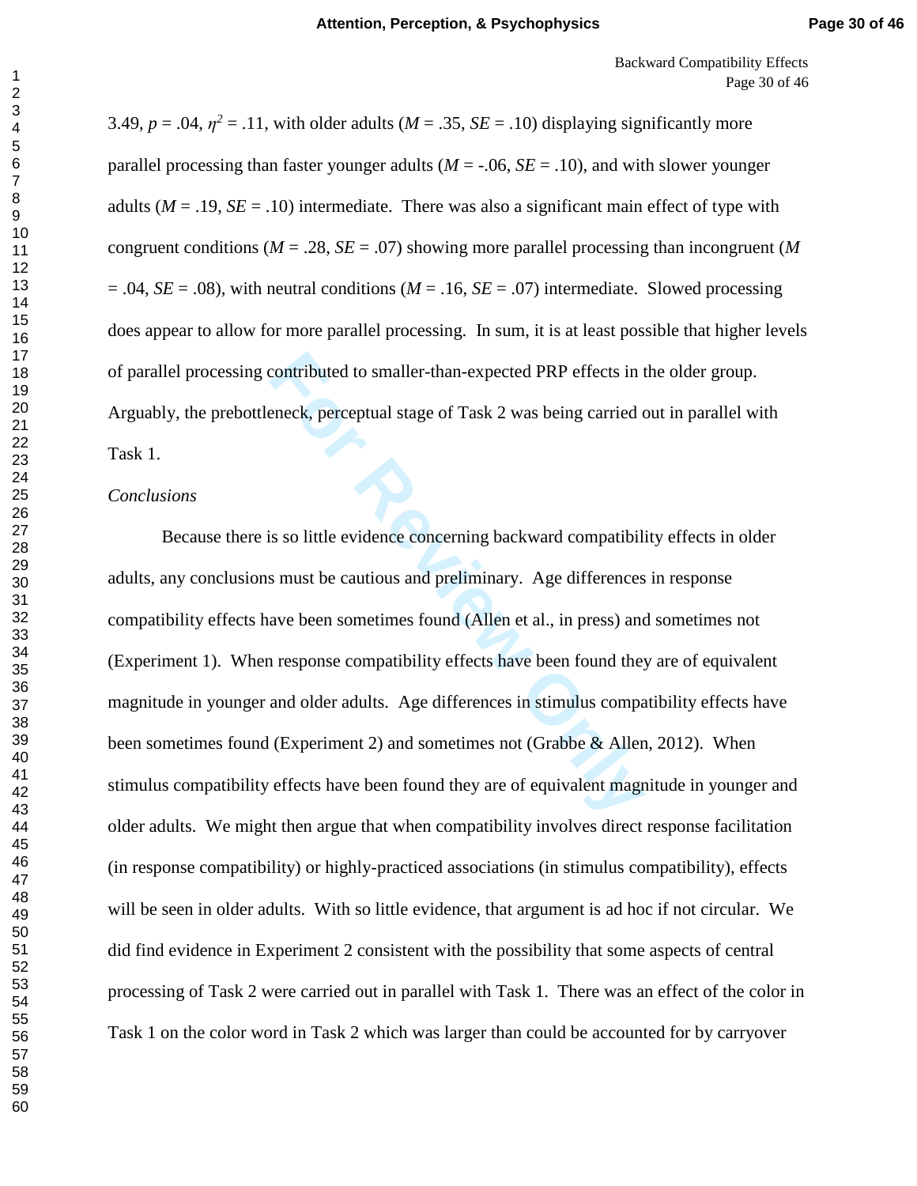3.49, $p = .04$, $\eta^2 = .11$, with older adults ($M = .35$, $SE = .10$) displaying significantly more parallel processing than faster younger adults ($M = -.06$, $SE = .10$), and with slower younger adults ($M = .19$, $SE = .10$) intermediate. There was also a significant main effect of type with congruent conditions ($M = .28$, $SE = .07$) showing more parallel processing than incongruent ($M = .04$, $SE = .08$), with neutral conditions ($M = .16$, $SE = .07$) intermediate. Slowed processing does appear to allow for more parallel processing. In sum, it is at least possible that higher levels of parallel processing contributed to smaller-than-expected PRP effects in the older group. Arguably, the prebottleneck, perceptual stage of Task 2 was being carried out in parallel with Task 1.

*Conclusions*

Because there is so little evidence concerning backward compatibility effects in older adults, any conclusions must be cautious and preliminary. Age differences in response compatibility effects have been sometimes found (Allen et al., in press) and sometimes not (Experiment 1). When response compatibility effects have been found they are of equivalent magnitude in younger and older adults. Age differences in stimulus compatibility effects have been sometimes found (Experiment 2) and sometimes not (Grabbe & Allen, 2012). When stimulus compatibility effects have been found they are of equivalent magnitude in younger and older adults. We might then argue that when compatibility involves direct response facilitation (in response compatibility) or highly-practiced associations (in stimulus compatibility), effects will be seen in older adults. With so little evidence, that argument is ad hoc if not circular. We did find evidence in Experiment 2 consistent with the possibility that some aspects of central processing of Task 2 were carried out in parallel with Task 1. There was an effect of the color in Task 1 on the color word in Task 2 which was larger than could be accounted for by carryover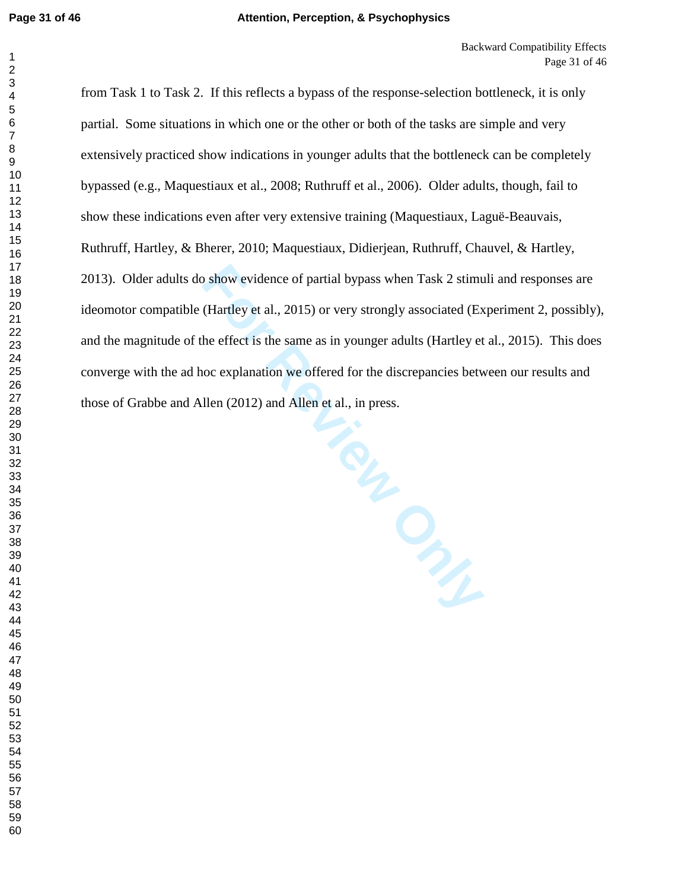from Task 1 to Task 2. If this reflects a bypass of the response-selection bottleneck, it is only partial. Some situations in which one or the other or both of the tasks are simple and very extensively practiced show indications in younger adults that the bottleneck can be completely bypassed (e.g., Maquestiaux et al., 2008; Ruthruff et al., 2006). Older adults, though, fail to show these indications even after very extensive training (Maquestiaux, Laguë-Beauvais, Ruthruff, Hartley, & Bherer, 2010; Maquestiaux, Didierjean, Ruthruff, Chauvel, & Hartley, 2013). Older adults do show evidence of partial bypass when Task 2 stimuli and responses are ideomotor compatible (Hartley et al., 2015) or very strongly associated (Experiment 2, possibly), and the magnitude of the effect is the same as in younger adults (Hartley et al., 2015). This does converge with the ad hoc explanation we offered for the discrepancies between our results and those of Grabbe and Allen (2012) and Allen et al., in press.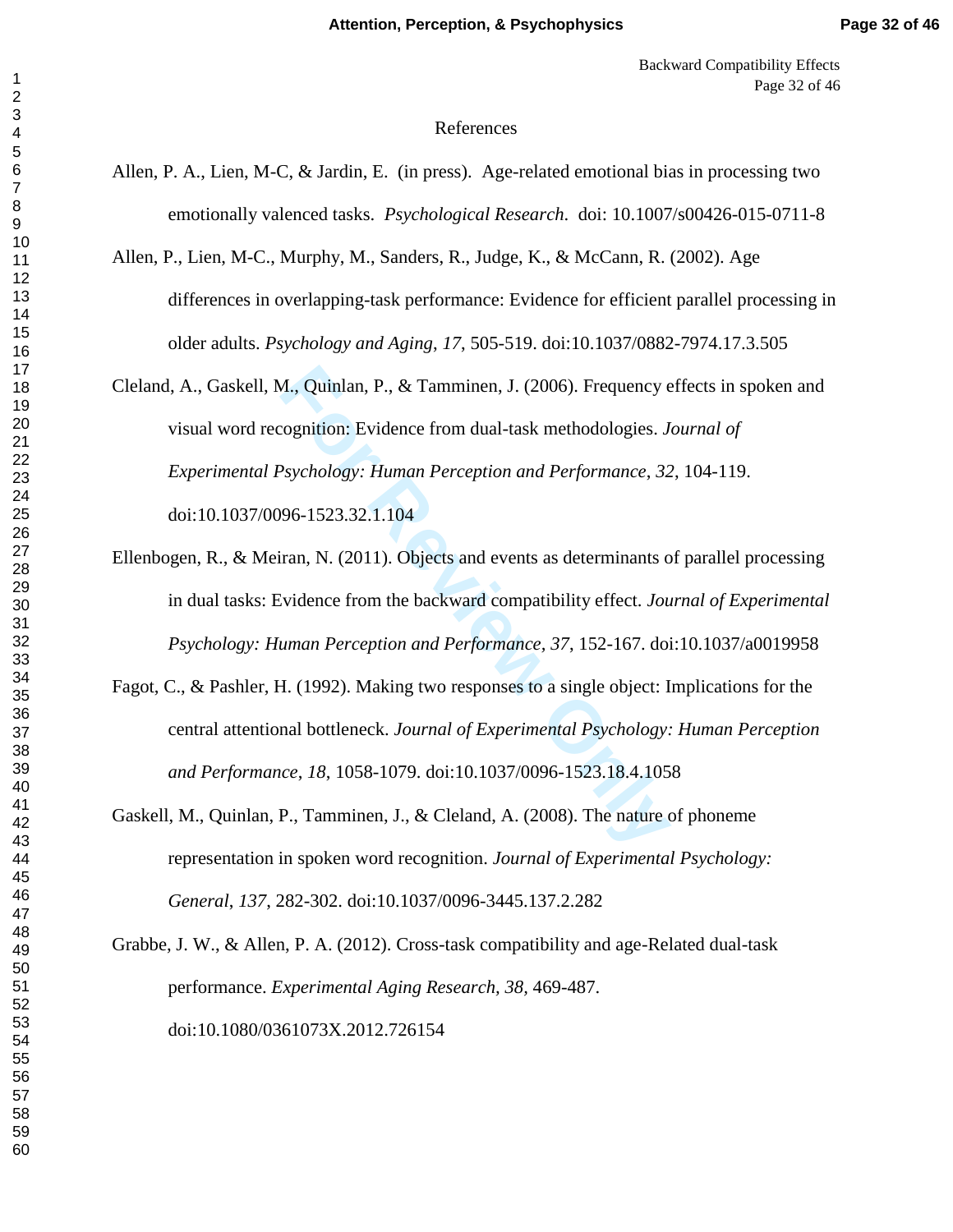# References

Allen, P. A., Lien, M-C, & Jardin, E. (in press). Age-related emotional bias in processing two emotionally valenced tasks. *Psychological Research*. doi: 10.1007/s00426-015-0711-8

Allen, P., Lien, M-C., Murphy, M., Sanders, R., Judge, K., & McCann, R. (2002). Age differences in overlapping-task performance: Evidence for efficient parallel processing in older adults. *Psychology and Aging*, *17*, 505-519. doi:10.1037/0882-7974.17.3.505

Cleland, A., Gaskell, M., Quinlan, P., & Tamminen, J. (2006). Frequency effects in spoken and visual word recognition: Evidence from dual-task methodologies. *Journal of Experimental Psychology: Human Perception and Performance*, *32*, 104-119. doi:10.1037/0096-1523.32.1.104

Ellenbogen, R., & Meiran, N. (2011). Objects and events as determinants of parallel processing in dual tasks: Evidence from the backward compatibility effect. *Journal of Experimental Psychology: Human Perception and Performance*, *37*, 152-167. doi:10.1037/a0019958

Fagot, C., & Pashler, H. (1992). Making two responses to a single object: Implications for the central attentional bottleneck. *Journal of Experimental Psychology: Human Perception and Performance*, *18*, 1058-1079. doi:10.1037/0096-1523.18.4.1058

Gaskell, M., Quinlan, P., Tamminen, J., & Cleland, A. (2008). The nature of phoneme representation in spoken word recognition. *Journal of Experimental Psychology: General*, *137*, 282-302. doi:10.1037/0096-3445.137.2.282

Grabbe, J. W., & Allen, P. A. (2012). Cross-task compatibility and age-Related dual-task performance. *Experimental Aging Research*, *38*, 469-487. doi:10.1080/0361073X.2012.726154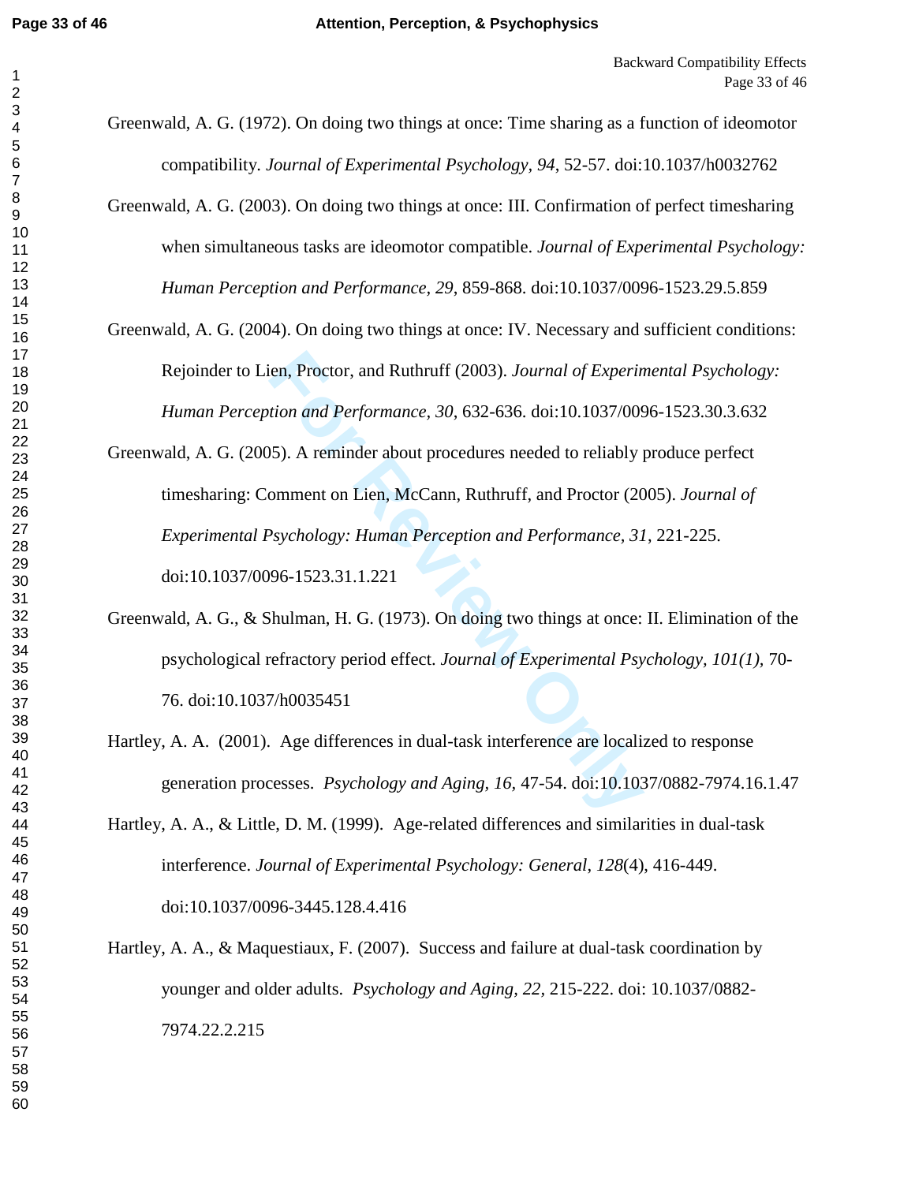Greenwald, A. G. (1972). On doing two things at once: Time sharing as a function of ideomotor compatibility. *Journal of Experimental Psychology, 94*, 52-57. doi:10.1037/h0032762

Greenwald, A. G. (2003). On doing two things at once: III. Confirmation of perfect timesharing when simultaneous tasks are ideomotor compatible. *Journal of Experimental Psychology: Human Perception and Performance, 29*, 859-868. doi:10.1037/0096-1523.29.5.859

Greenwald, A. G. (2004). On doing two things at once: IV. Necessary and sufficient conditions: Rejoinder to Lien, Proctor, and Ruthruff (2003). *Journal of Experimental Psychology: Human Perception and Performance, 30*, 632-636. doi:10.1037/0096-1523.30.3.632

Greenwald, A. G. (2005). A reminder about procedures needed to reliably produce perfect timesharing: Comment on Lien, McCann, Ruthruff, and Proctor (2005). *Journal of Experimental Psychology: Human Perception and Performance, 31*, 221-225. doi:10.1037/0096-1523.31.1.221

Greenwald, A. G., & Shulman, H. G. (1973). On doing two things at once: II. Elimination of the psychological refractory period effect. *Journal of Experimental Psychology, 101(1)*, 70-76. doi:10.1037/h0035451

Hartley, A. A. (2001). Age differences in dual-task interference are localized to response generation processes. *Psychology and Aging, 16*, 47-54. doi:10.1037/0882-7974.16.1.47

Hartley, A. A., & Little, D. M. (1999). Age-related differences and similarities in dual-task interference. *Journal of Experimental Psychology: General*, *128*(4), 416-449. doi:10.1037/0096-3445.128.4.416

Hartley, A. A., & Maquestiaux, F. (2007). Success and failure at dual-task coordination by younger and older adults. *Psychology and Aging, 22*, 215-222. doi: 10.1037/0882-7974.22.2.215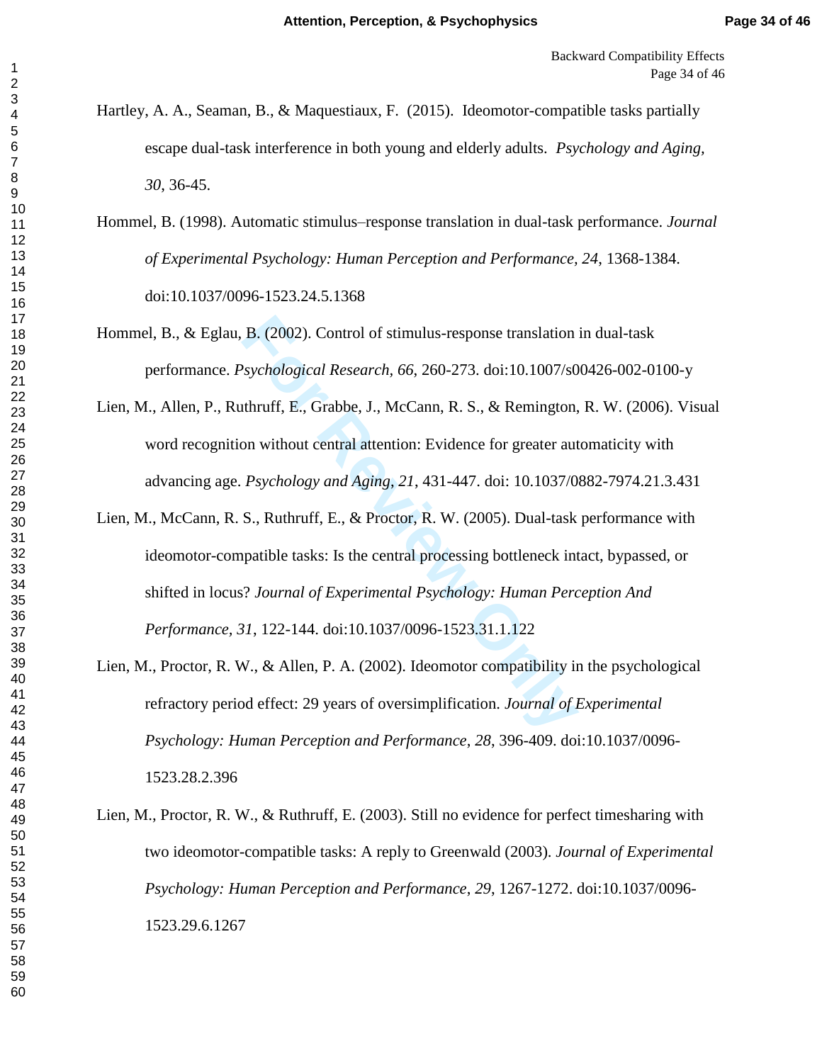Hartley, A. A., Seaman, B., & Maquestiaux, F. (2015). Ideomotor-compatible tasks partially escape dual-task interference in both young and elderly adults. *Psychology and Aging, 30*, 36-45.

Hommel, B. (1998). Automatic stimulus–response translation in dual-task performance. *Journal of Experimental Psychology: Human Perception and Performance, 24*, 1368-1384. doi:10.1037/0096-1523.24.5.1368

Hommel, B., & Eglau, B. (2002). Control of stimulus-response translation in dual-task performance. *Psychological Research, 66*, 260-273. doi:10.1007/s00426-002-0100-y

Lien, M., Allen, P., Ruthruff, E., Grabbe, J., McCann, R. S., & Remington, R. W. (2006). Visual word recognition without central attention: Evidence for greater automaticity with advancing age. *Psychology and Aging, 21*, 431-447. doi: 10.1037/0882-7974.21.3.431

Lien, M., McCann, R. S., Ruthruff, E., & Proctor, R. W. (2005). Dual-task performance with ideomotor-compatible tasks: Is the central processing bottleneck intact, bypassed, or shifted in locus? *Journal of Experimental Psychology: Human Perception And Performance, 31*, 122-144. doi:10.1037/0096-1523.31.1.122

Lien, M., Proctor, R. W., & Allen, P. A. (2002). Ideomotor compatibility in the psychological refractory period effect: 29 years of oversimplification. *Journal of Experimental Psychology: Human Perception and Performance, 28*, 396-409. doi:10.1037/0096-1523.28.2.396

Lien, M., Proctor, R. W., & Ruthruff, E. (2003). Still no evidence for perfect timesharing with two ideomotor-compatible tasks: A reply to Greenwald (2003). *Journal of Experimental Psychology: Human Perception and Performance, 29*, 1267-1272. doi:10.1037/0096-1523.29.6.1267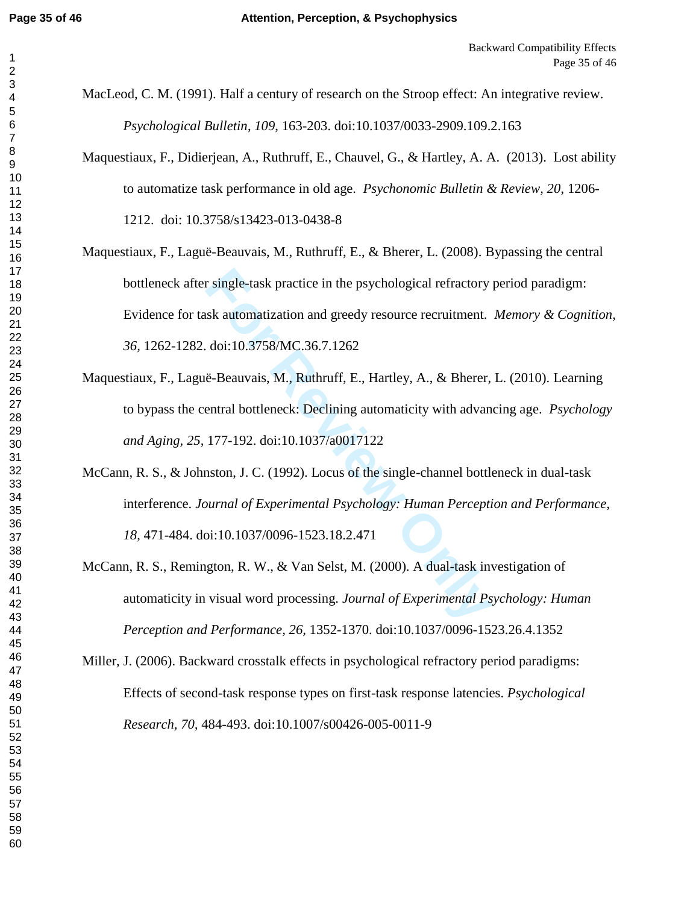MacLeod, C. M. (1991). Half a century of research on the Stroop effect: An integrative review. *Psychological Bulletin*, *109*, 163-203. doi:10.1037/0033-2909.109.2.163

Maquestiaux, F., Didierjean, A., Ruthruff, E., Chauvel, G., & Hartley, A. A. (2013). Lost ability to automatize task performance in old age. *Psychonomic Bulletin & Review*, *20*, 1206-1212. doi: 10.3758/s13423-013-0438-8

Maquestiaux, F., Laguë-Beauvais, M., Ruthruff, E., & Bherer, L. (2008). Bypassing the central bottleneck after single-task practice in the psychological refractory period paradigm: Evidence for task automatization and greedy resource recruitment. *Memory & Cognition*, *36*, 1262-1282. doi:10.3758/MC.36.7.1262

Maquestiaux, F., Laguë-Beauvais, M., Ruthruff, E., Hartley, A., & Bherer, L. (2010). Learning to bypass the central bottleneck: Declining automaticity with advancing age. *Psychology and Aging*, *25*, 177-192. doi:10.1037/a0017122

McCann, R. S., & Johnston, J. C. (1992). Locus of the single-channel bottleneck in dual-task interference. *Journal of Experimental Psychology: Human Perception and Performance*, *18*, 471-484. doi:10.1037/0096-1523.18.2.471

McCann, R. S., Remington, R. W., & Van Selst, M. (2000). A dual-task investigation of automaticity in visual word processing. *Journal of Experimental Psychology: Human Perception and Performance*, *26*, 1352-1370. doi:10.1037/0096-1523.26.4.1352

Miller, J. (2006). Backward crosstalk effects in psychological refractory period paradigms: Effects of second-task response types on first-task response latencies. *Psychological Research*, *70*, 484-493. doi:10.1007/s00426-005-0011-9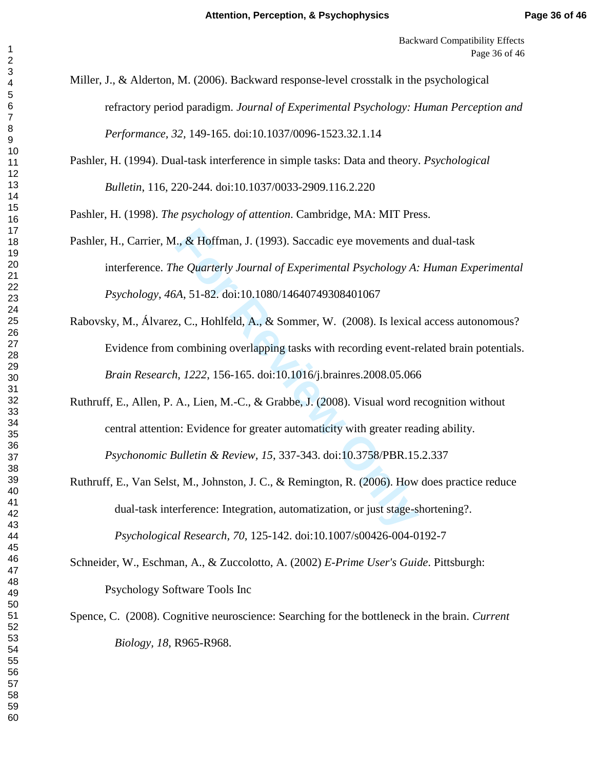Miller, J., & Alderton, M. (2006). Backward response-level crosstalk in the psychological refractory period paradigm. *Journal of Experimental Psychology: Human Perception and Performance, 32,* 149-165. doi:10.1037/0096-1523.32.1.14

Pashler, H. (1994). Dual-task interference in simple tasks: Data and theory. *Psychological Bulletin*, 116, 220-244. doi:10.1037/0033-2909.116.2.220

Pashler, H. (1998). *The psychology of attention*. Cambridge, MA: MIT Press.

Pashler, H., Carrier, M., & Hoffman, J. (1993). Saccadic eye movements and dual-task interference. *The Quarterly Journal of Experimental Psychology A: Human Experimental Psychology*, *46A*, 51-82. doi:10.1080/14640749308401067

Rabovsky, M., Álvarez, C., Hohlfeld, A., & Sommer, W. (2008). Is lexical access autonomous? Evidence from combining overlapping tasks with recording event-related brain potentials. *Brain Research*, *1222,* 156-165. doi:10.1016/j.brainres.2008.05.066

Ruthruff, E., Allen, P. A., Lien, M.-C., & Grabbe, J. (2008). Visual word recognition without central attention: Evidence for greater automaticity with greater reading ability. *Psychonomic Bulletin & Review, 15*, 337-343. doi:10.3758/PBR.15.2.337

Ruthruff, E., Van Selst, M., Johnston, J. C., & Remington, R. (2006). How does practice reduce dual-task interference: Integration, automatization, or just stage-shortening?. *Psychological Research*, *70*, 125-142. doi:10.1007/s00426-004-0192-7

Schneider, W., Eschman, A., & Zuccolotto, A. (2002) *E-Prime User's Guide*. Pittsburgh: Psychology Software Tools Inc

Spence, C. (2008). Cognitive neuroscience: Searching for the bottleneck in the brain. *Current Biology, 18*, R965-R968.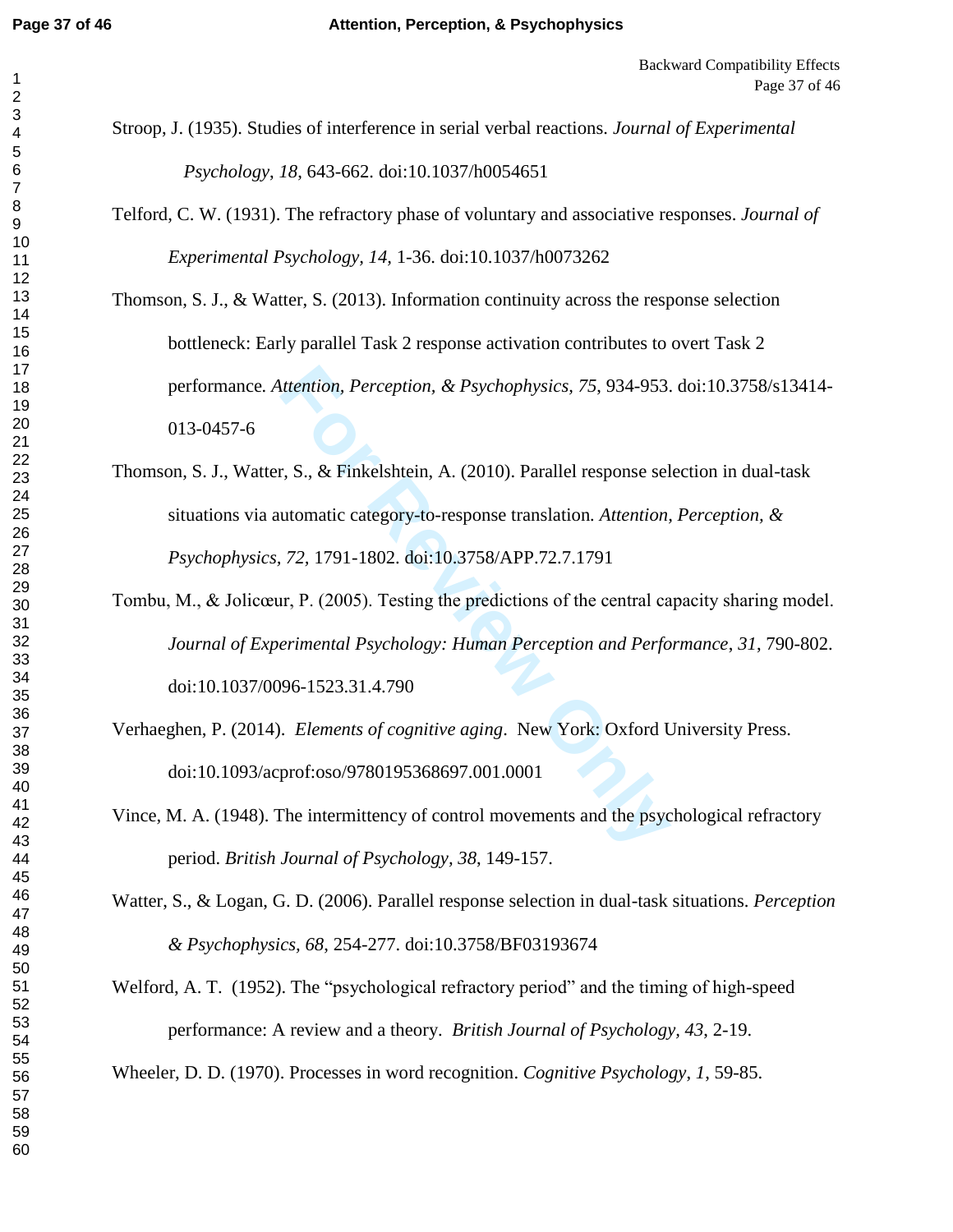Stroop, J. (1935). Studies of interference in serial verbal reactions. *Journal of Experimental Psychology*, *18*, 643-662. doi:10.1037/h0054651

Telford, C. W. (1931). The refractory phase of voluntary and associative responses. *Journal of Experimental Psychology, 14*, 1-36. doi:10.1037/h0073262

Thomson, S. J., & Watter, S. (2013). Information continuity across the response selection bottleneck: Early parallel Task 2 response activation contributes to overt Task 2 performance. *Attention, Perception, & Psychophysics, 75*, 934-953. doi:10.3758/s13414-013-0457-6

Thomson, S. J., Watter, S., & Finkelshtein, A. (2010). Parallel response selection in dual-task situations via automatic category-to-response translation. *Attention, Perception, & Psychophysics, 72,* 1791-1802. doi:10.3758/APP.72.7.1791

Tombu, M., & Jolicœur, P. (2005). Testing the predictions of the central capacity sharing model. *Journal of Experimental Psychology: Human Perception and Performance*, *31*, 790-802. doi:10.1037/0096-1523.31.4.790

Verhaeghen, P. (2014). *Elements of cognitive aging*. New York: Oxford University Press. doi:10.1093/acprof:oso/9780195368697.001.0001

Vince, M. A. (1948). The intermittency of control movements and the psychological refractory period. *British Journal of Psychology, 38*, 149-157.

Watter, S., & Logan, G. D. (2006). Parallel response selection in dual-task situations. *Perception & Psychophysics, 68*, 254-277. doi:10.3758/BF03193674

Welford, A. T. (1952). The "psychological refractory period" and the timing of high-speed performance: A review and a theory. *British Journal of Psychology, 43*, 2-19.

Wheeler, D. D. (1970). Processes in word recognition. *Cognitive Psychology*, *1*, 59-85.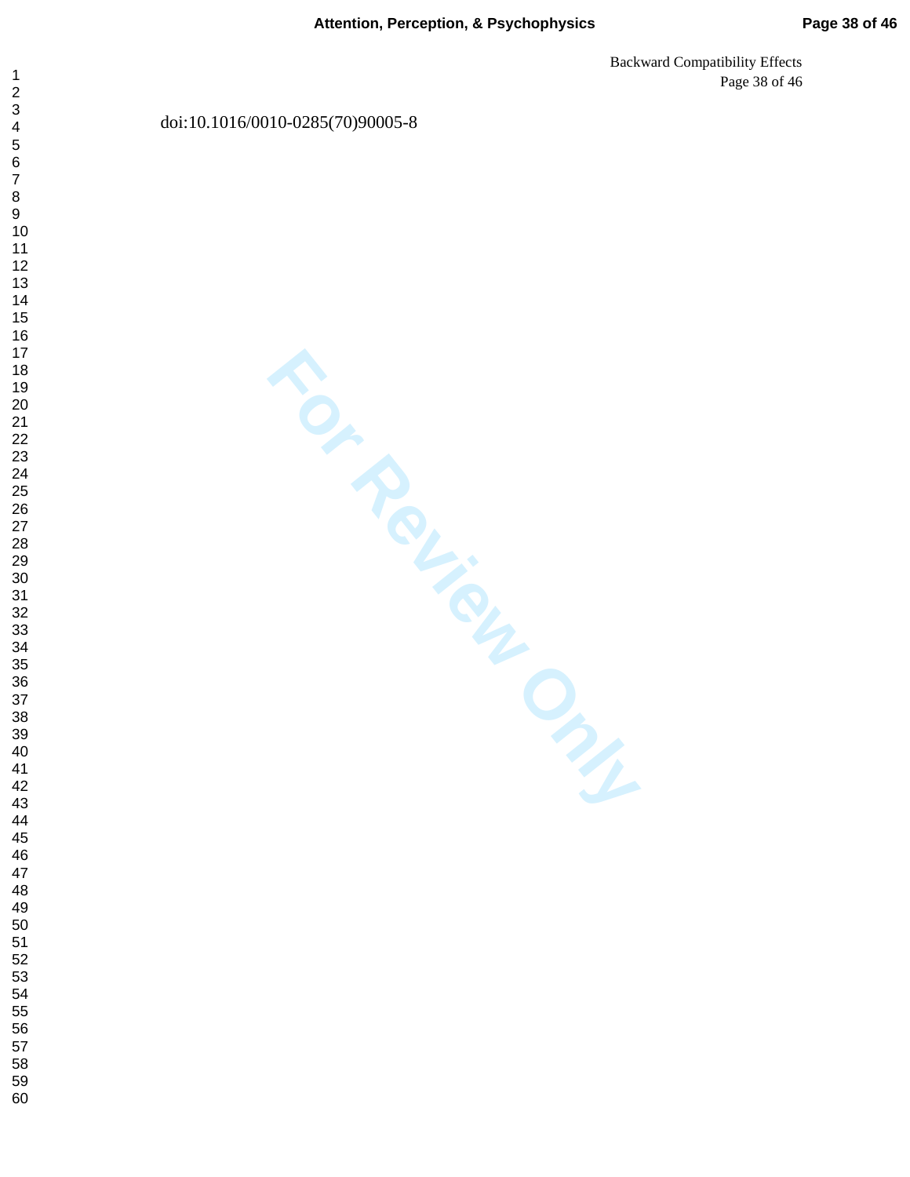doi:10.1016/0010-0285(70)90005-8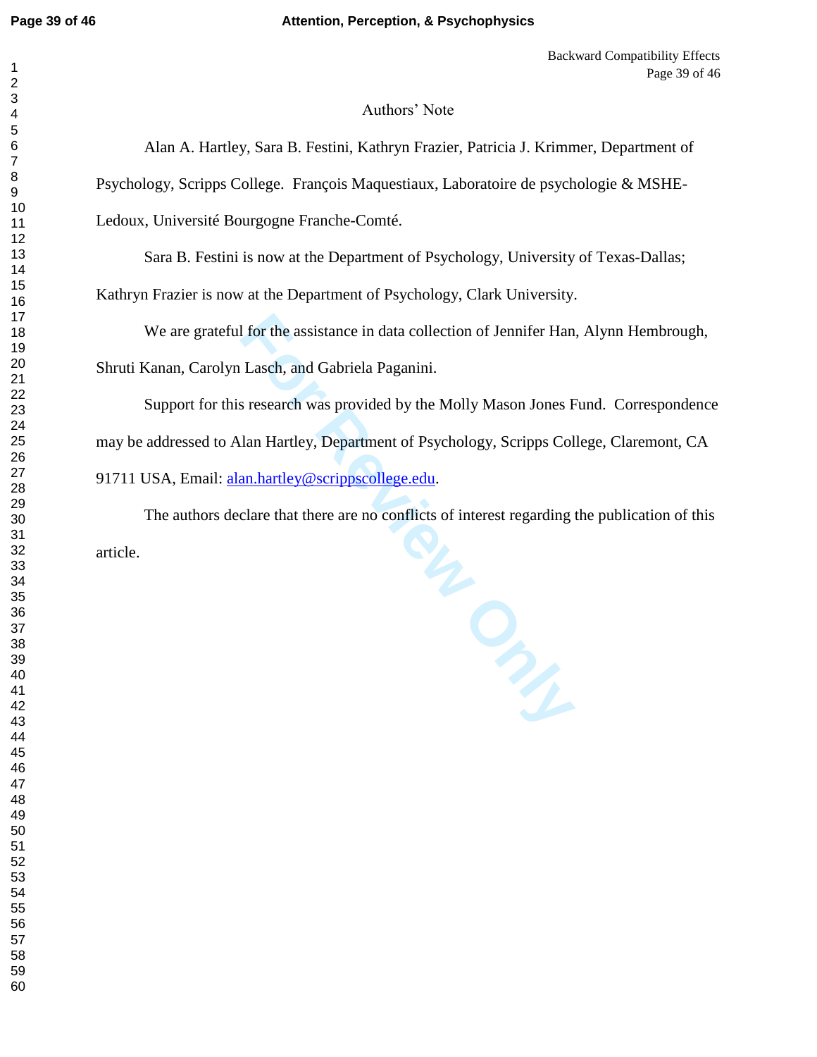# Authors' Note

Alan A. Hartley, Sara B. Festini, Kathryn Frazier, Patricia J. Krimmer, Department of Psychology, Scripps College. François Maquestiaux, Laboratoire de psychologie & MSHE-Ledoux, Université Bourgogne Franche-Comté.

Sara B. Festini is now at the Department of Psychology, University of Texas-Dallas; Kathryn Frazier is now at the Department of Psychology, Clark University.

We are grateful for the assistance in data collection of Jennifer Han, Alynn Hembrough, Shruti Kanan, Carolyn Lasch, and Gabriela Paganini.

Support for this research was provided by the Molly Mason Jones Fund. Correspondence may be addressed to Alan Hartley, Department of Psychology, Scripps College, Claremont, CA 91711 USA, Email: alan.hartley@scrippscollege.edu.

The authors declare that there are no conflicts of interest regarding the publication of this article.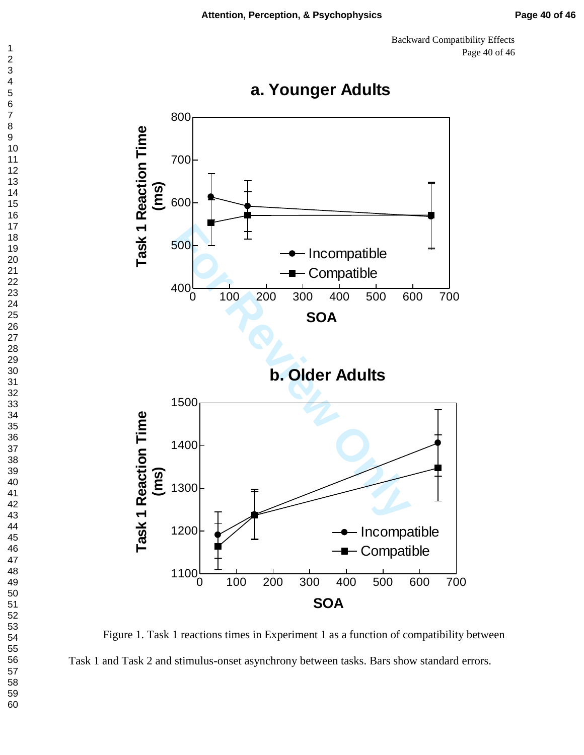a. Younger Adults

b. Older Adults

Figure 1. Task 1 reactions times in Experiment 1 as a function of compatibility between Task 1 and Task 2 and stimulus-onset asynchrony between tasks. Bars show standard errors.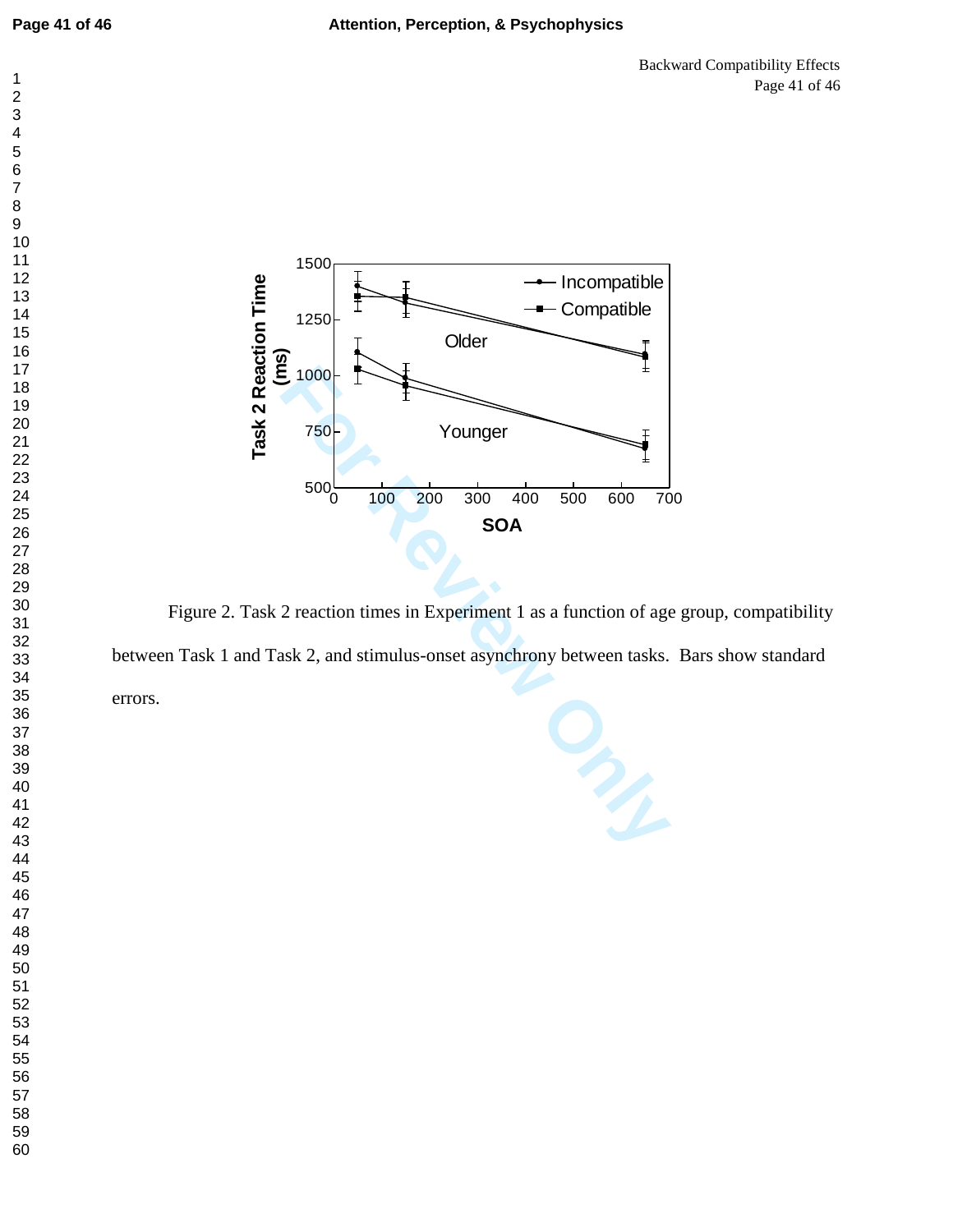Figure 2. Task 2 reaction times in Experiment 1 as a function of age group, compatibility between Task 1 and Task 2, and stimulus-onset asynchrony between tasks. Bars show standard errors.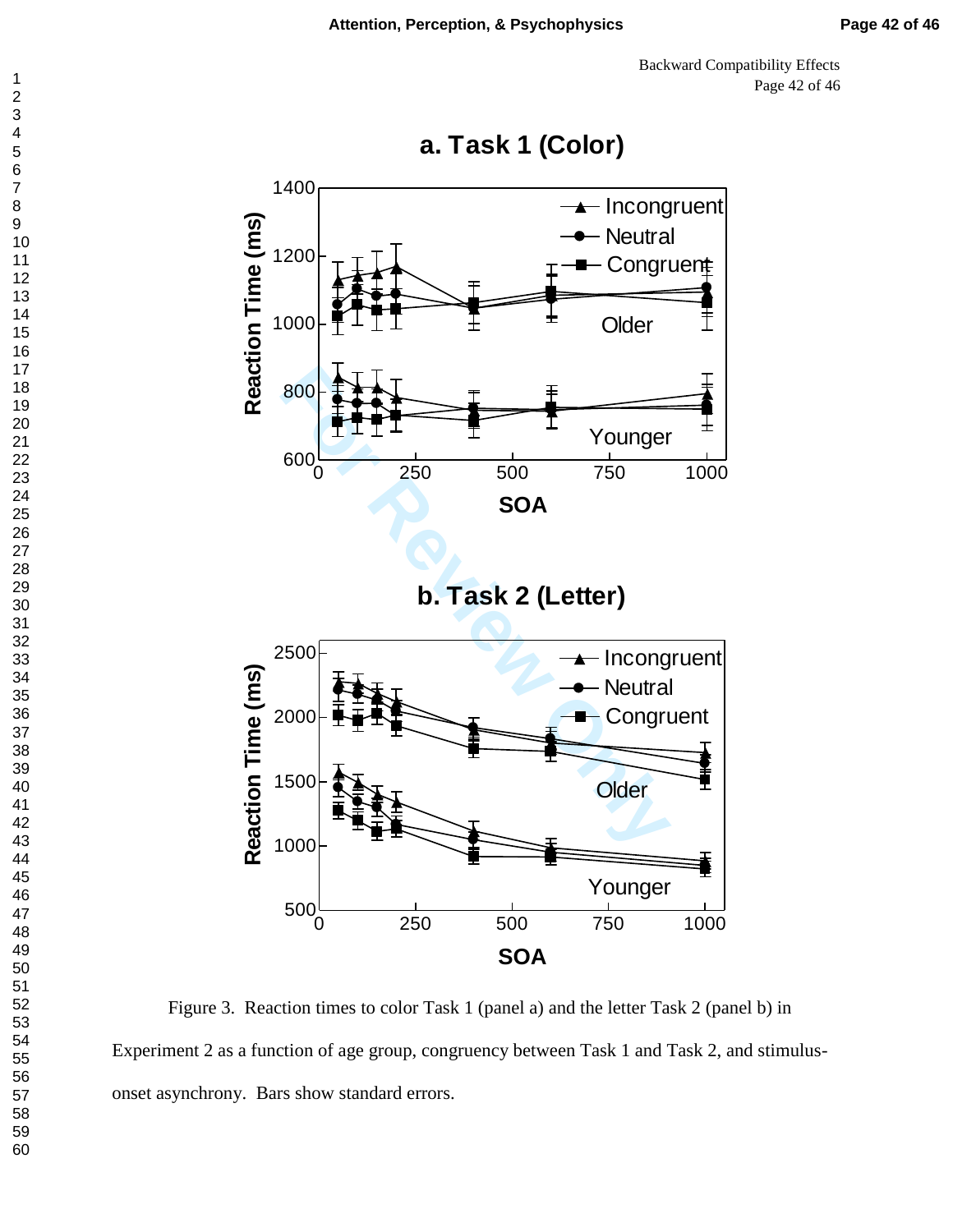**a. Task 1 (Color)**

**b. Task 2 (Letter)**

Figure 3. Reaction times to color Task 1 (panel a) and the letter Task 2 (panel b) in Experiment 2 as a function of age group, congruency between Task 1 and Task 2, and stimulus-onset asynchrony. Bars show standard errors.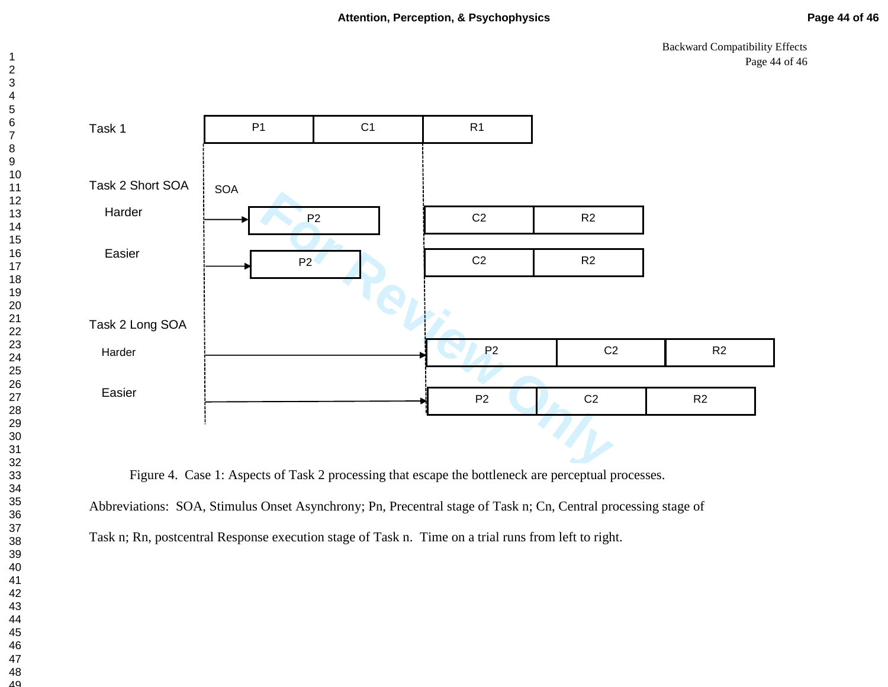Task 1

| P1 | C1 | R1 |
|---|---|---|

Task 2 Short SOA

SOA

Harder

P2 C2 R2

Easier

P2 C2 R2

Task 2 Long SOA

Harder

P2 C2 R2

Easier

P2 C2 R2

Figure 4. Case 1: Aspects of Task 2 processing that escape the bottleneck are perceptual processes.

Abbreviations: SOA, Stimulus Onset Asynchrony; Pn, Precentral stage of Task n; Cn, Central processing stage of Task n; Rn, postcentral Response execution stage of Task n. Time on a trial runs from left to right.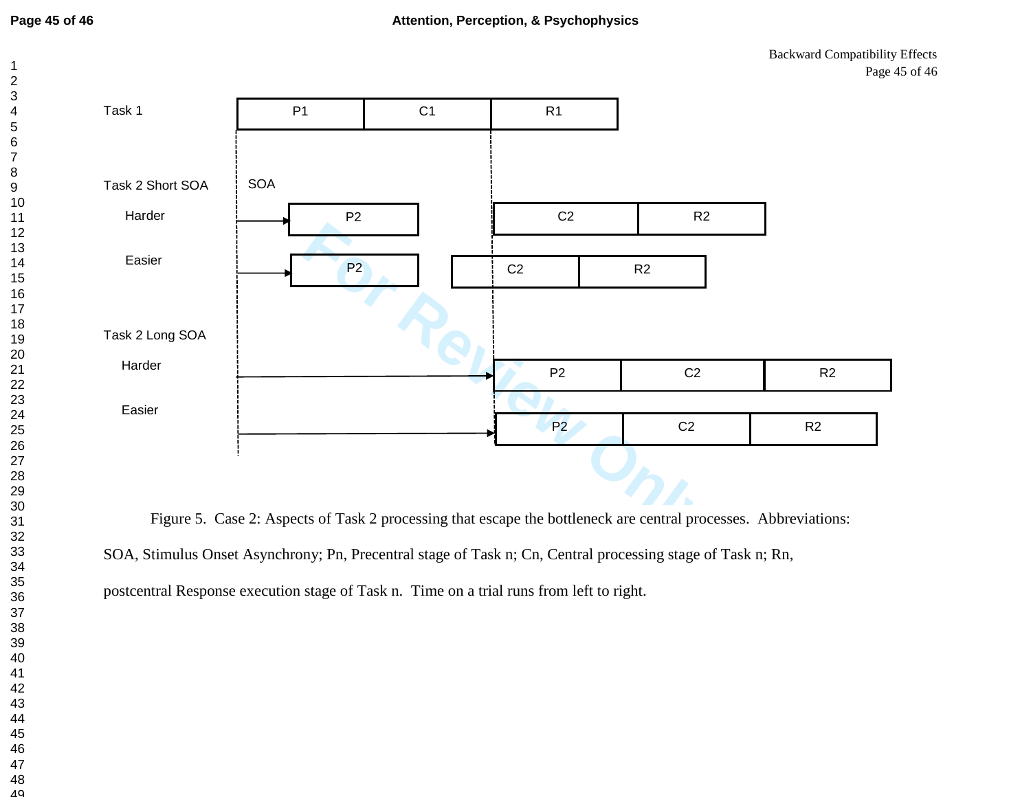Task 1 — P1 | C1 | R1

Task 2 Short SOA — SOA

Harder — P2 | C2 | R2

Easier — P2 | C2 | R2

Task 2 Long SOA

Harder — P2 | C2 | R2

Easier — P2 | C2 | R2

Figure 5. Case 2: Aspects of Task 2 processing that escape the bottleneck are central processes. Abbreviations: SOA, Stimulus Onset Asynchrony; Pn, Precentral stage of Task n; Cn, Central processing stage of Task n; Rn, postcentral Response execution stage of Task n. Time on a trial runs from left to right.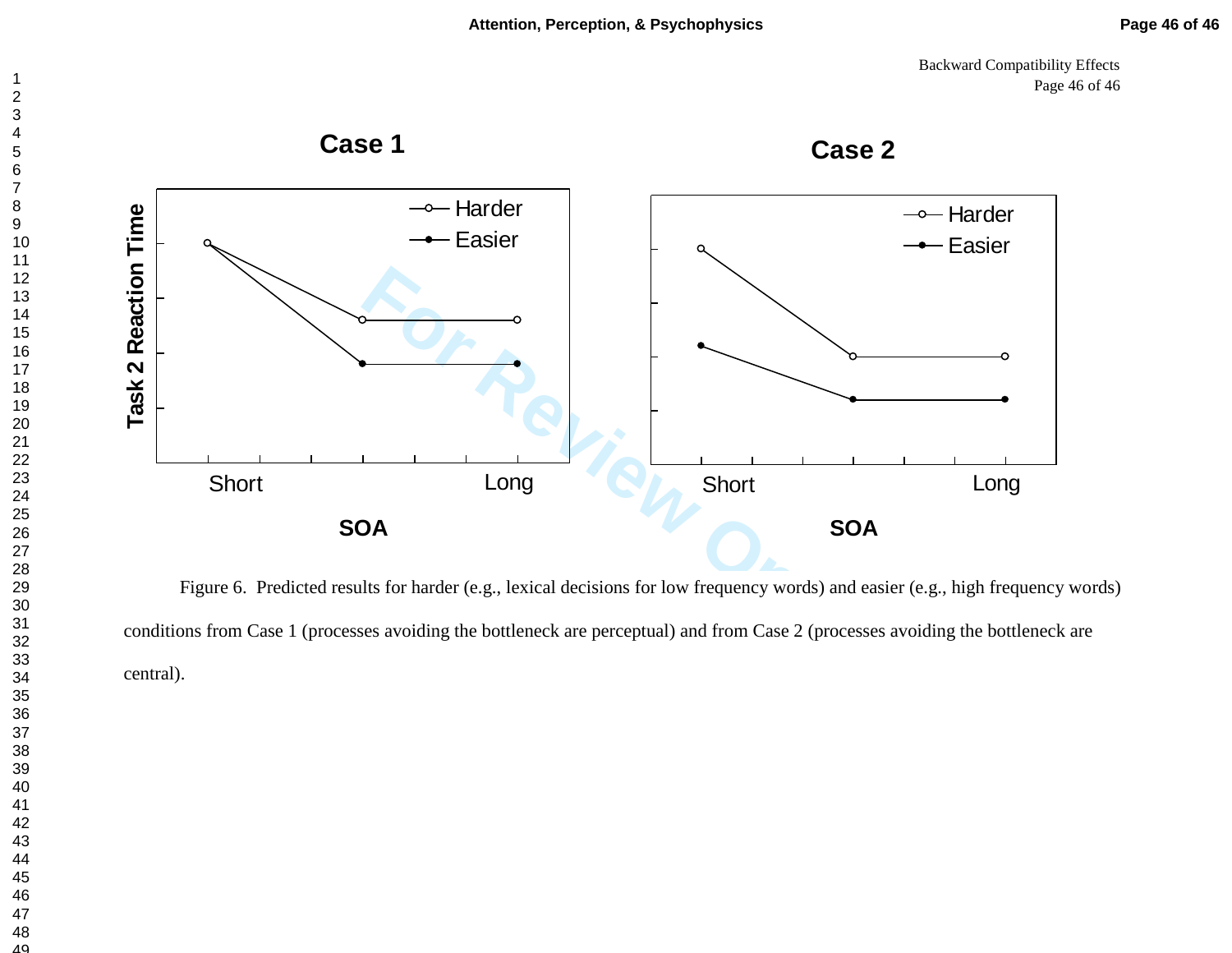Case 1

Task 2 Reaction Time

Harder

Easier

Short

Long

SOA

Case 2

Harder

Easier

Short

Long

SOA

Figure 6. Predicted results for harder (e.g., lexical decisions for low frequency words) and easier (e.g., high frequency words) conditions from Case 1 (processes avoiding the bottleneck are perceptual) and from Case 2 (processes avoiding the bottleneck are central).